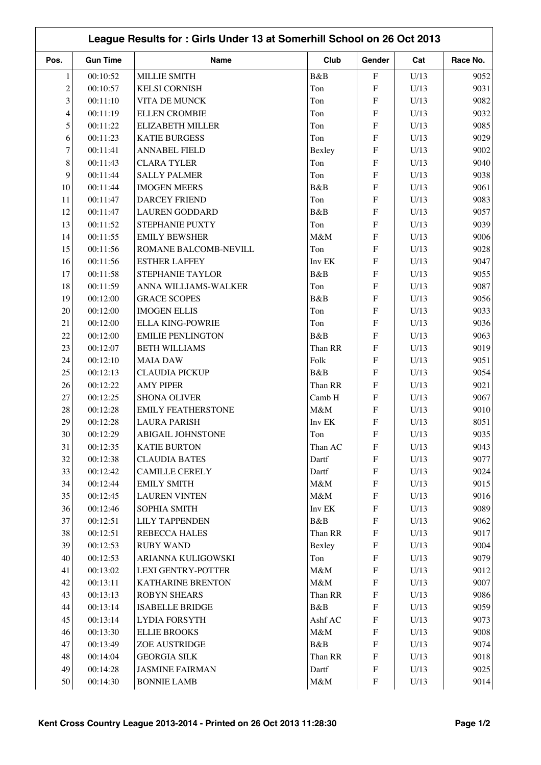# League Results for : Girls Under 13 at Somerhill School on 26 Oct 2013

| Pos. | Gun Time | Name | Club | Gender | Cat | Race No. |
|---|---|---|---|---|---|---|
| 1 | 00:10:52 | MILLIE SMITH | B&B | F | U/13 | 9052 |
| 2 | 00:10:57 | KELSI CORNISH | Ton | F | U/13 | 9031 |
| 3 | 00:11:10 | VITA DE MUNCK | Ton | F | U/13 | 9082 |
| 4 | 00:11:19 | ELLEN CROMBIE | Ton | F | U/13 | 9032 |
| 5 | 00:11:22 | ELIZABETH MILLER | Ton | F | U/13 | 9085 |
| 6 | 00:11:23 | KATIE BURGESS | Ton | F | U/13 | 9029 |
| 7 | 00:11:41 | ANNABEL FIELD | Bexley | F | U/13 | 9002 |
| 8 | 00:11:43 | CLARA TYLER | Ton | F | U/13 | 9040 |
| 9 | 00:11:44 | SALLY PALMER | Ton | F | U/13 | 9038 |
| 10 | 00:11:44 | IMOGEN MEERS | B&B | F | U/13 | 9061 |
| 11 | 00:11:47 | DARCEY FRIEND | Ton | F | U/13 | 9083 |
| 12 | 00:11:47 | LAUREN GODDARD | B&B | F | U/13 | 9057 |
| 13 | 00:11:52 | STEPHANIE PUXTY | Ton | F | U/13 | 9039 |
| 14 | 00:11:55 | EMILY BEWSHER | M&M | F | U/13 | 9006 |
| 15 | 00:11:56 | ROMANE BALCOMB-NEVILL | Ton | F | U/13 | 9028 |
| 16 | 00:11:56 | ESTHER LAFFEY | Inv EK | F | U/13 | 9047 |
| 17 | 00:11:58 | STEPHANIE TAYLOR | B&B | F | U/13 | 9055 |
| 18 | 00:11:59 | ANNA WILLIAMS-WALKER | Ton | F | U/13 | 9087 |
| 19 | 00:12:00 | GRACE SCOPES | B&B | F | U/13 | 9056 |
| 20 | 00:12:00 | IMOGEN ELLIS | Ton | F | U/13 | 9033 |
| 21 | 00:12:00 | ELLA KING-POWRIE | Ton | F | U/13 | 9036 |
| 22 | 00:12:00 | EMILIE PENLINGTON | B&B | F | U/13 | 9063 |
| 23 | 00:12:07 | BETH WILLIAMS | Than RR | F | U/13 | 9019 |
| 24 | 00:12:10 | MAIA DAW | Folk | F | U/13 | 9051 |
| 25 | 00:12:13 | CLAUDIA PICKUP | B&B | F | U/13 | 9054 |
| 26 | 00:12:22 | AMY PIPER | Than RR | F | U/13 | 9021 |
| 27 | 00:12:25 | SHONA OLIVER | Camb H | F | U/13 | 9067 |
| 28 | 00:12:28 | EMILY FEATHERSTONE | M&M | F | U/13 | 9010 |
| 29 | 00:12:28 | LAURA PARISH | Inv EK | F | U/13 | 8051 |
| 30 | 00:12:29 | ABIGAIL JOHNSTONE | Ton | F | U/13 | 9035 |
| 31 | 00:12:35 | KATIE BURTON | Than AC | F | U/13 | 9043 |
| 32 | 00:12:38 | CLAUDIA BATES | Dartf | F | U/13 | 9077 |
| 33 | 00:12:42 | CAMILLE CERELY | Dartf | F | U/13 | 9024 |
| 34 | 00:12:44 | EMILY SMITH | M&M | F | U/13 | 9015 |
| 35 | 00:12:45 | LAUREN VINTEN | M&M | F | U/13 | 9016 |
| 36 | 00:12:46 | SOPHIA SMITH | Inv EK | F | U/13 | 9089 |
| 37 | 00:12:51 | LILY TAPPENDEN | B&B | F | U/13 | 9062 |
| 38 | 00:12:51 | REBECCA HALES | Than RR | F | U/13 | 9017 |
| 39 | 00:12:53 | RUBY WAND | Bexley | F | U/13 | 9004 |
| 40 | 00:12:53 | ARIANNA KULIGOWSKI | Ton | F | U/13 | 9079 |
| 41 | 00:13:02 | LEXI GENTRY-POTTER | M&M | F | U/13 | 9012 |
| 42 | 00:13:11 | KATHARINE BRENTON | M&M | F | U/13 | 9007 |
| 43 | 00:13:13 | ROBYN SHEARS | Than RR | F | U/13 | 9086 |
| 44 | 00:13:14 | ISABELLE BRIDGE | B&B | F | U/13 | 9059 |
| 45 | 00:13:14 | LYDIA FORSYTH | Ashf AC | F | U/13 | 9073 |
| 46 | 00:13:30 | ELLIE BROOKS | M&M | F | U/13 | 9008 |
| 47 | 00:13:49 | ZOE AUSTRIDGE | B&B | F | U/13 | 9074 |
| 48 | 00:14:04 | GEORGIA SILK | Than RR | F | U/13 | 9018 |
| 49 | 00:14:28 | JASMINE FAIRMAN | Dartf | F | U/13 | 9025 |
| 50 | 00:14:30 | BONNIE LAMB | M&M | F | U/13 | 9014 |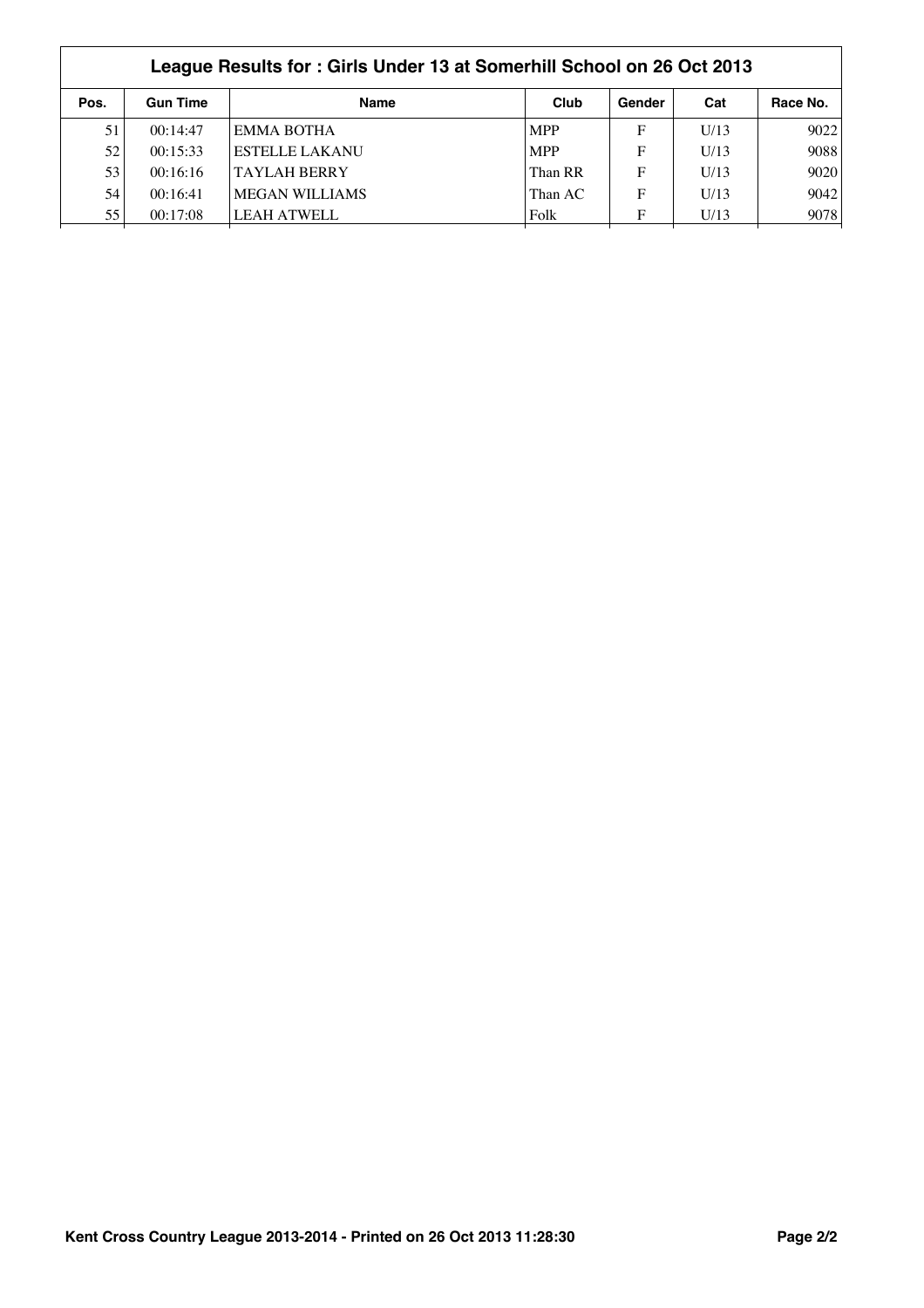| League Results for : Girls Under 13 at Somerhill School on 26 Oct 2013 | | | | | | |
|---|---|---|---|---|---|---|
| **Pos.** | **Gun Time** | **Name** | **Club** | **Gender** | **Cat** | **Race No.** |
| 51 | 00:14:47 | EMMA BOTHA | MPP | F | U/13 | 9022 |
| 52 | 00:15:33 | ESTELLE LAKANU | MPP | F | U/13 | 9088 |
| 53 | 00:16:16 | TAYLAH BERRY | Than RR | F | U/13 | 9020 |
| 54 | 00:16:41 | MEGAN WILLIAMS | Than AC | F | U/13 | 9042 |
| 55 | 00:17:08 | LEAH ATWELL | Folk | F | U/13 | 9078 |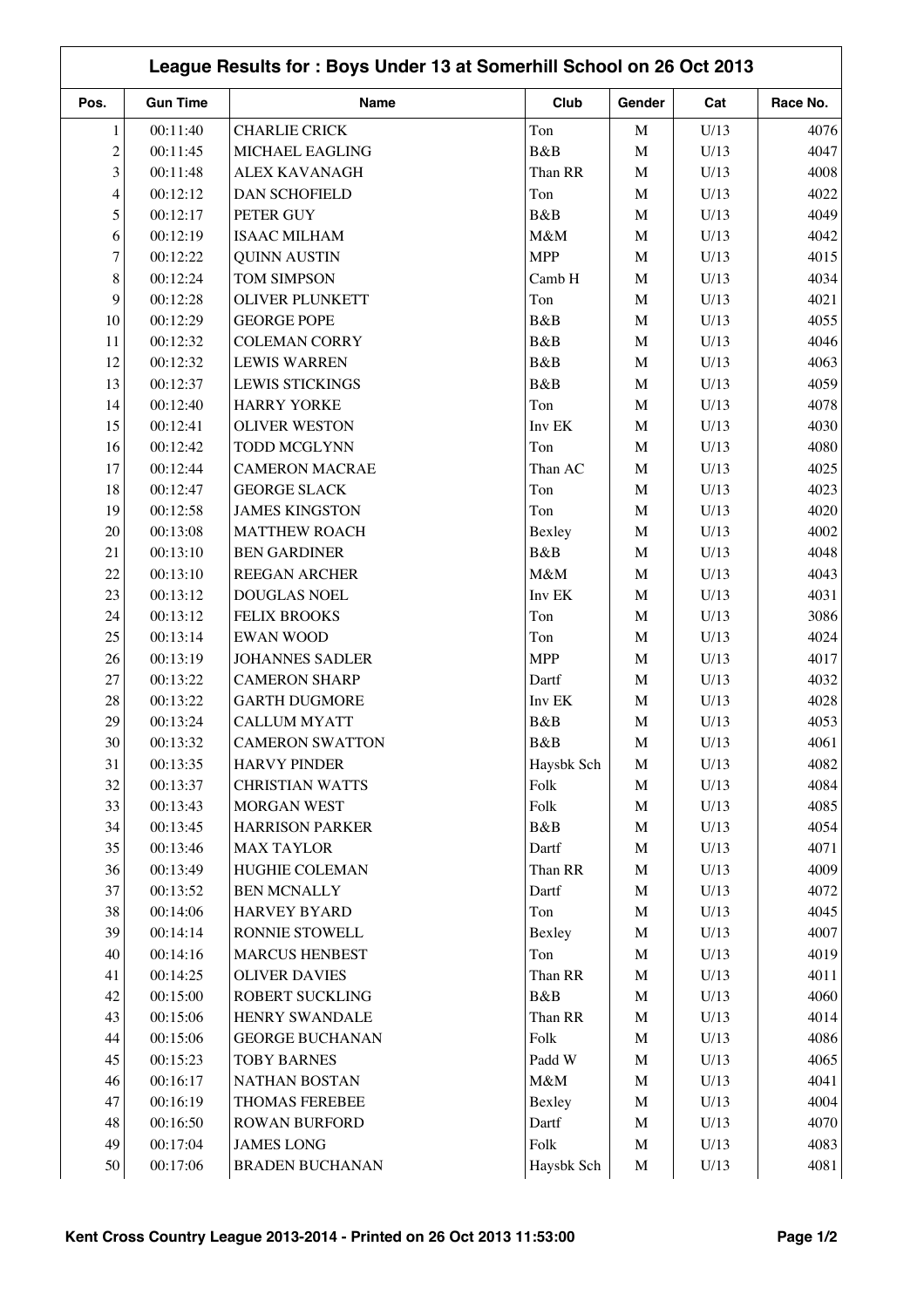## League Results for : Boys Under 13 at Somerhill School on 26 Oct 2013

| Pos. | Gun Time | Name | Club | Gender | Cat | Race No. |
|---|---|---|---|---|---|---|
| 1 | 00:11:40 | CHARLIE CRICK | Ton | M | U/13 | 4076 |
| 2 | 00:11:45 | MICHAEL EAGLING | B&B | M | U/13 | 4047 |
| 3 | 00:11:48 | ALEX KAVANAGH | Than RR | M | U/13 | 4008 |
| 4 | 00:12:12 | DAN SCHOFIELD | Ton | M | U/13 | 4022 |
| 5 | 00:12:17 | PETER GUY | B&B | M | U/13 | 4049 |
| 6 | 00:12:19 | ISAAC MILHAM | M&M | M | U/13 | 4042 |
| 7 | 00:12:22 | QUINN AUSTIN | MPP | M | U/13 | 4015 |
| 8 | 00:12:24 | TOM SIMPSON | Camb H | M | U/13 | 4034 |
| 9 | 00:12:28 | OLIVER PLUNKETT | Ton | M | U/13 | 4021 |
| 10 | 00:12:29 | GEORGE POPE | B&B | M | U/13 | 4055 |
| 11 | 00:12:32 | COLEMAN CORRY | B&B | M | U/13 | 4046 |
| 12 | 00:12:32 | LEWIS WARREN | B&B | M | U/13 | 4063 |
| 13 | 00:12:37 | LEWIS STICKINGS | B&B | M | U/13 | 4059 |
| 14 | 00:12:40 | HARRY YORKE | Ton | M | U/13 | 4078 |
| 15 | 00:12:41 | OLIVER WESTON | Inv EK | M | U/13 | 4030 |
| 16 | 00:12:42 | TODD MCGLYNN | Ton | M | U/13 | 4080 |
| 17 | 00:12:44 | CAMERON MACRAE | Than AC | M | U/13 | 4025 |
| 18 | 00:12:47 | GEORGE SLACK | Ton | M | U/13 | 4023 |
| 19 | 00:12:58 | JAMES KINGSTON | Ton | M | U/13 | 4020 |
| 20 | 00:13:08 | MATTHEW ROACH | Bexley | M | U/13 | 4002 |
| 21 | 00:13:10 | BEN GARDINER | B&B | M | U/13 | 4048 |
| 22 | 00:13:10 | REEGAN ARCHER | M&M | M | U/13 | 4043 |
| 23 | 00:13:12 | DOUGLAS NOEL | Inv EK | M | U/13 | 4031 |
| 24 | 00:13:12 | FELIX BROOKS | Ton | M | U/13 | 3086 |
| 25 | 00:13:14 | EWAN WOOD | Ton | M | U/13 | 4024 |
| 26 | 00:13:19 | JOHANNES SADLER | MPP | M | U/13 | 4017 |
| 27 | 00:13:22 | CAMERON SHARP | Dartf | M | U/13 | 4032 |
| 28 | 00:13:22 | GARTH DUGMORE | Inv EK | M | U/13 | 4028 |
| 29 | 00:13:24 | CALLUM MYATT | B&B | M | U/13 | 4053 |
| 30 | 00:13:32 | CAMERON SWATTON | B&B | M | U/13 | 4061 |
| 31 | 00:13:35 | HARVY PINDER | Haysbk Sch | M | U/13 | 4082 |
| 32 | 00:13:37 | CHRISTIAN WATTS | Folk | M | U/13 | 4084 |
| 33 | 00:13:43 | MORGAN WEST | Folk | M | U/13 | 4085 |
| 34 | 00:13:45 | HARRISON PARKER | B&B | M | U/13 | 4054 |
| 35 | 00:13:46 | MAX TAYLOR | Dartf | M | U/13 | 4071 |
| 36 | 00:13:49 | HUGHIE COLEMAN | Than RR | M | U/13 | 4009 |
| 37 | 00:13:52 | BEN MCNALLY | Dartf | M | U/13 | 4072 |
| 38 | 00:14:06 | HARVEY BYARD | Ton | M | U/13 | 4045 |
| 39 | 00:14:14 | RONNIE STOWELL | Bexley | M | U/13 | 4007 |
| 40 | 00:14:16 | MARCUS HENBEST | Ton | M | U/13 | 4019 |
| 41 | 00:14:25 | OLIVER DAVIES | Than RR | M | U/13 | 4011 |
| 42 | 00:15:00 | ROBERT SUCKLING | B&B | M | U/13 | 4060 |
| 43 | 00:15:06 | HENRY SWANDALE | Than RR | M | U/13 | 4014 |
| 44 | 00:15:06 | GEORGE BUCHANAN | Folk | M | U/13 | 4086 |
| 45 | 00:15:23 | TOBY BARNES | Padd W | M | U/13 | 4065 |
| 46 | 00:16:17 | NATHAN BOSTAN | M&M | M | U/13 | 4041 |
| 47 | 00:16:19 | THOMAS FEREBEE | Bexley | M | U/13 | 4004 |
| 48 | 00:16:50 | ROWAN BURFORD | Dartf | M | U/13 | 4070 |
| 49 | 00:17:04 | JAMES LONG | Folk | M | U/13 | 4083 |
| 50 | 00:17:06 | BRADEN BUCHANAN | Haysbk Sch | M | U/13 | 4081 |

Kent Cross Country League 2013-2014 - Printed on 26 Oct 2013 11:53:00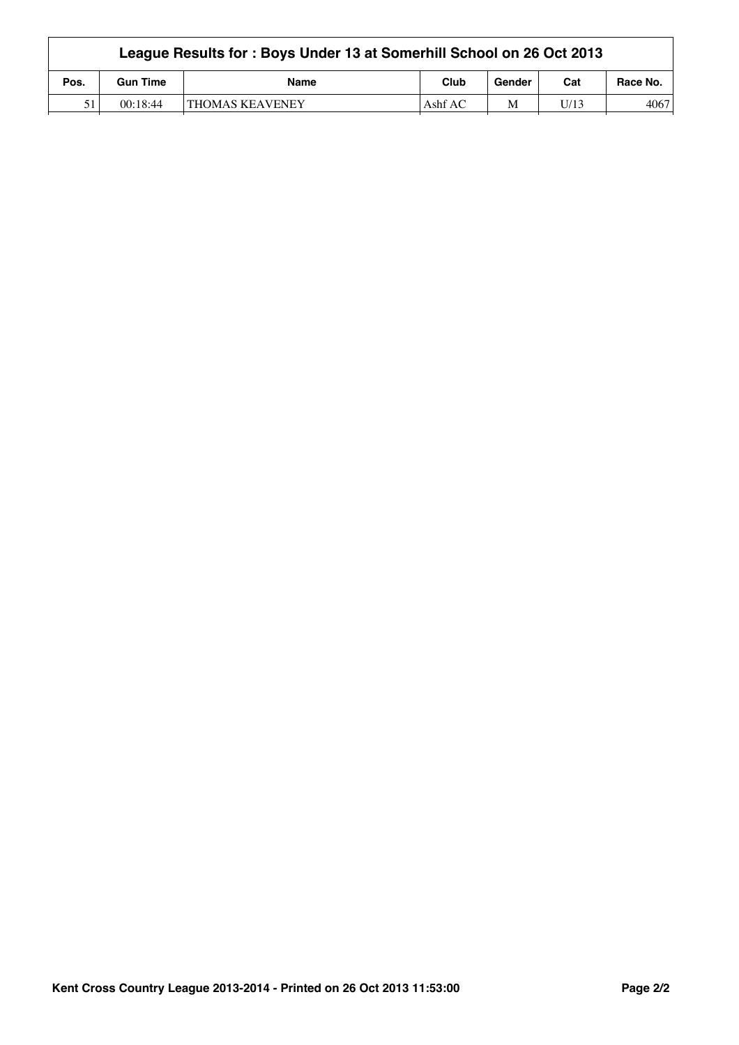| League Results for : Boys Under 13 at Somerhill School on 26 Oct 2013 | | | | | | |
|---|---|---|---|---|---|---|
| **Pos.** | **Gun Time** | **Name** | **Club** | **Gender** | **Cat** | **Race No.** |
| 51 | 00:18:44 | THOMAS KEAVENEY | Ashf AC | M | U/13 | 4067 |

**Kent Cross Country League 2013-2014 - Printed on 26 Oct 2013 11:53:00**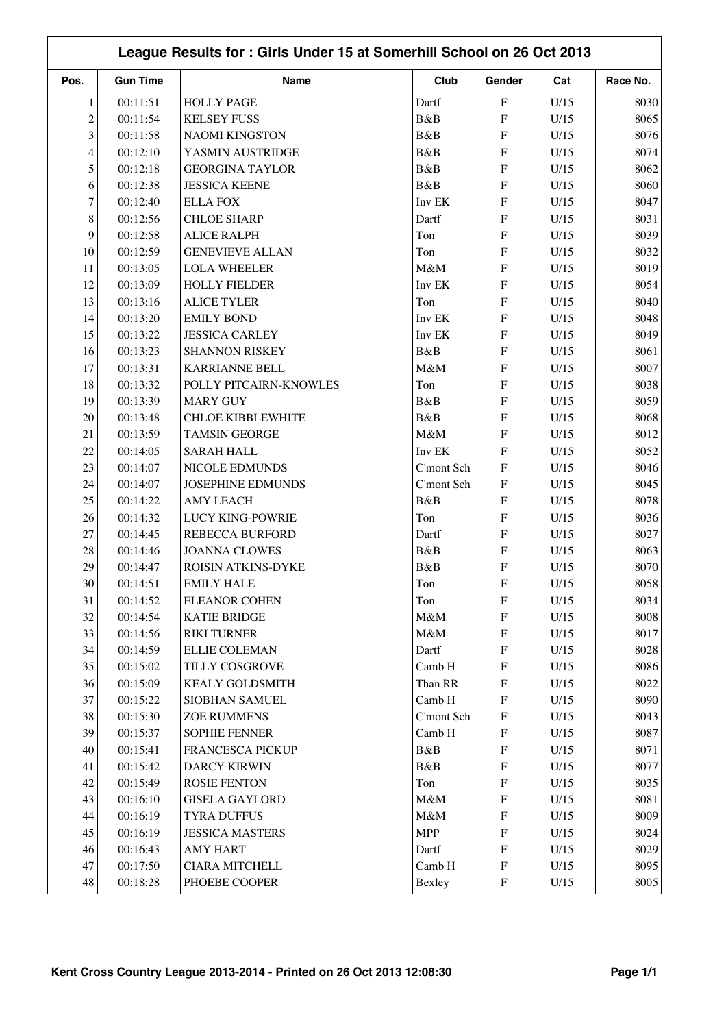## League Results for : Girls Under 15 at Somerhill School on 26 Oct 2013

| Pos. | Gun Time | Name | Club | Gender | Cat | Race No. |
|---|---|---|---|---|---|---|
| 1 | 00:11:51 | HOLLY PAGE | Dartf | F | U/15 | 8030 |
| 2 | 00:11:54 | KELSEY FUSS | B&B | F | U/15 | 8065 |
| 3 | 00:11:58 | NAOMI KINGSTON | B&B | F | U/15 | 8076 |
| 4 | 00:12:10 | YASMIN AUSTRIDGE | B&B | F | U/15 | 8074 |
| 5 | 00:12:18 | GEORGINA TAYLOR | B&B | F | U/15 | 8062 |
| 6 | 00:12:38 | JESSICA KEENE | B&B | F | U/15 | 8060 |
| 7 | 00:12:40 | ELLA FOX | Inv EK | F | U/15 | 8047 |
| 8 | 00:12:56 | CHLOE SHARP | Dartf | F | U/15 | 8031 |
| 9 | 00:12:58 | ALICE RALPH | Ton | F | U/15 | 8039 |
| 10 | 00:12:59 | GENEVIEVE ALLAN | Ton | F | U/15 | 8032 |
| 11 | 00:13:05 | LOLA WHEELER | M&M | F | U/15 | 8019 |
| 12 | 00:13:09 | HOLLY FIELDER | Inv EK | F | U/15 | 8054 |
| 13 | 00:13:16 | ALICE TYLER | Ton | F | U/15 | 8040 |
| 14 | 00:13:20 | EMILY BOND | Inv EK | F | U/15 | 8048 |
| 15 | 00:13:22 | JESSICA CARLEY | Inv EK | F | U/15 | 8049 |
| 16 | 00:13:23 | SHANNON RISKEY | B&B | F | U/15 | 8061 |
| 17 | 00:13:31 | KARRIANNE BELL | M&M | F | U/15 | 8007 |
| 18 | 00:13:32 | POLLY PITCAIRN-KNOWLES | Ton | F | U/15 | 8038 |
| 19 | 00:13:39 | MARY GUY | B&B | F | U/15 | 8059 |
| 20 | 00:13:48 | CHLOE KIBBLEWHITE | B&B | F | U/15 | 8068 |
| 21 | 00:13:59 | TAMSIN GEORGE | M&M | F | U/15 | 8012 |
| 22 | 00:14:05 | SARAH HALL | Inv EK | F | U/15 | 8052 |
| 23 | 00:14:07 | NICOLE EDMUNDS | C'mont Sch | F | U/15 | 8046 |
| 24 | 00:14:07 | JOSEPHINE EDMUNDS | C'mont Sch | F | U/15 | 8045 |
| 25 | 00:14:22 | AMY LEACH | B&B | F | U/15 | 8078 |
| 26 | 00:14:32 | LUCY KING-POWRIE | Ton | F | U/15 | 8036 |
| 27 | 00:14:45 | REBECCA BURFORD | Dartf | F | U/15 | 8027 |
| 28 | 00:14:46 | JOANNA CLOWES | B&B | F | U/15 | 8063 |
| 29 | 00:14:47 | ROISIN ATKINS-DYKE | B&B | F | U/15 | 8070 |
| 30 | 00:14:51 | EMILY HALE | Ton | F | U/15 | 8058 |
| 31 | 00:14:52 | ELEANOR COHEN | Ton | F | U/15 | 8034 |
| 32 | 00:14:54 | KATIE BRIDGE | M&M | F | U/15 | 8008 |
| 33 | 00:14:56 | RIKI TURNER | M&M | F | U/15 | 8017 |
| 34 | 00:14:59 | ELLIE COLEMAN | Dartf | F | U/15 | 8028 |
| 35 | 00:15:02 | TILLY COSGROVE | Camb H | F | U/15 | 8086 |
| 36 | 00:15:09 | KEALY GOLDSMITH | Than RR | F | U/15 | 8022 |
| 37 | 00:15:22 | SIOBHAN SAMUEL | Camb H | F | U/15 | 8090 |
| 38 | 00:15:30 | ZOE RUMMENS | C'mont Sch | F | U/15 | 8043 |
| 39 | 00:15:37 | SOPHIE FENNER | Camb H | F | U/15 | 8087 |
| 40 | 00:15:41 | FRANCESCA PICKUP | B&B | F | U/15 | 8071 |
| 41 | 00:15:42 | DARCY KIRWIN | B&B | F | U/15 | 8077 |
| 42 | 00:15:49 | ROSIE FENTON | Ton | F | U/15 | 8035 |
| 43 | 00:16:10 | GISELA GAYLORD | M&M | F | U/15 | 8081 |
| 44 | 00:16:19 | TYRA DUFFUS | M&M | F | U/15 | 8009 |
| 45 | 00:16:19 | JESSICA MASTERS | MPP | F | U/15 | 8024 |
| 46 | 00:16:43 | AMY HART | Dartf | F | U/15 | 8029 |
| 47 | 00:17:50 | CIARA MITCHELL | Camb H | F | U/15 | 8095 |
| 48 | 00:18:28 | PHOEBE COOPER | Bexley | F | U/15 | 8005 |

**Kent Cross Country League 2013-2014 - Printed on 26 Oct 2013 12:08:30**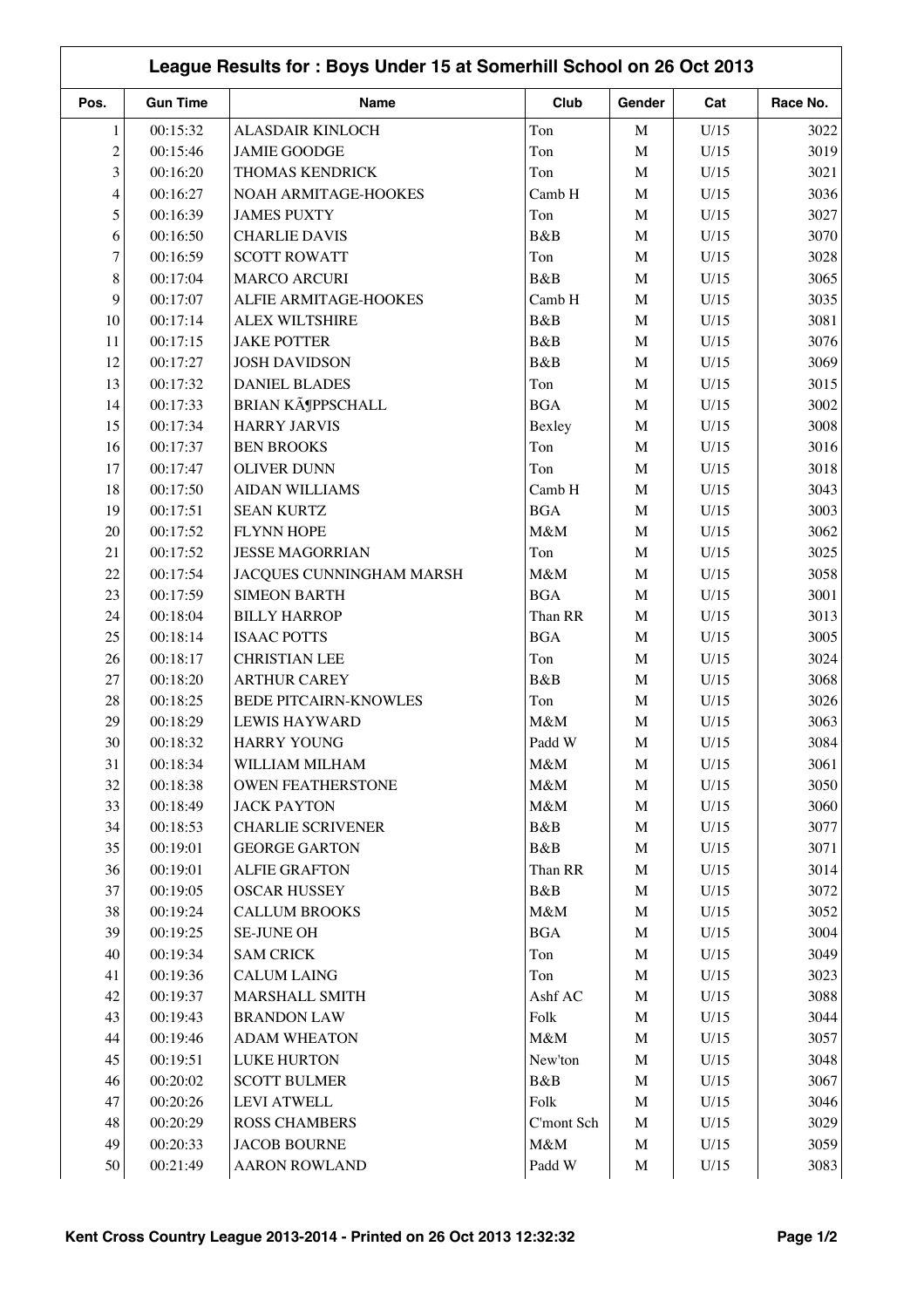# League Results for : Boys Under 15 at Somerhill School on 26 Oct 2013

| Pos. | Gun Time | Name | Club | Gender | Cat | Race No. |
|---|---|---|---|---|---|---|
| 1 | 00:15:32 | ALASDAIR KINLOCH | Ton | M | U/15 | 3022 |
| 2 | 00:15:46 | JAMIE GOODGE | Ton | M | U/15 | 3019 |
| 3 | 00:16:20 | THOMAS KENDRICK | Ton | M | U/15 | 3021 |
| 4 | 00:16:27 | NOAH ARMITAGE-HOOKES | Camb H | M | U/15 | 3036 |
| 5 | 00:16:39 | JAMES PUXTY | Ton | M | U/15 | 3027 |
| 6 | 00:16:50 | CHARLIE DAVIS | B&B | M | U/15 | 3070 |
| 7 | 00:16:59 | SCOTT ROWATT | Ton | M | U/15 | 3028 |
| 8 | 00:17:04 | MARCO ARCURI | B&B | M | U/15 | 3065 |
| 9 | 00:17:07 | ALFIE ARMITAGE-HOOKES | Camb H | M | U/15 | 3035 |
| 10 | 00:17:14 | ALEX WILTSHIRE | B&B | M | U/15 | 3081 |
| 11 | 00:17:15 | JAKE POTTER | B&B | M | U/15 | 3076 |
| 12 | 00:17:27 | JOSH DAVIDSON | B&B | M | U/15 | 3069 |
| 13 | 00:17:32 | DANIEL BLADES | Ton | M | U/15 | 3015 |
| 14 | 00:17:33 | BRIAN KÃ¶PPSCHALL | BGA | M | U/15 | 3002 |
| 15 | 00:17:34 | HARRY JARVIS | Bexley | M | U/15 | 3008 |
| 16 | 00:17:37 | BEN BROOKS | Ton | M | U/15 | 3016 |
| 17 | 00:17:47 | OLIVER DUNN | Ton | M | U/15 | 3018 |
| 18 | 00:17:50 | AIDAN WILLIAMS | Camb H | M | U/15 | 3043 |
| 19 | 00:17:51 | SEAN KURTZ | BGA | M | U/15 | 3003 |
| 20 | 00:17:52 | FLYNN HOPE | M&M | M | U/15 | 3062 |
| 21 | 00:17:52 | JESSE MAGORRIAN | Ton | M | U/15 | 3025 |
| 22 | 00:17:54 | JACQUES CUNNINGHAM MARSH | M&M | M | U/15 | 3058 |
| 23 | 00:17:59 | SIMEON BARTH | BGA | M | U/15 | 3001 |
| 24 | 00:18:04 | BILLY HARROP | Than RR | M | U/15 | 3013 |
| 25 | 00:18:14 | ISAAC POTTS | BGA | M | U/15 | 3005 |
| 26 | 00:18:17 | CHRISTIAN LEE | Ton | M | U/15 | 3024 |
| 27 | 00:18:20 | ARTHUR CAREY | B&B | M | U/15 | 3068 |
| 28 | 00:18:25 | BEDE PITCAIRN-KNOWLES | Ton | M | U/15 | 3026 |
| 29 | 00:18:29 | LEWIS HAYWARD | M&M | M | U/15 | 3063 |
| 30 | 00:18:32 | HARRY YOUNG | Padd W | M | U/15 | 3084 |
| 31 | 00:18:34 | WILLIAM MILHAM | M&M | M | U/15 | 3061 |
| 32 | 00:18:38 | OWEN FEATHERSTONE | M&M | M | U/15 | 3050 |
| 33 | 00:18:49 | JACK PAYTON | M&M | M | U/15 | 3060 |
| 34 | 00:18:53 | CHARLIE SCRIVENER | B&B | M | U/15 | 3077 |
| 35 | 00:19:01 | GEORGE GARTON | B&B | M | U/15 | 3071 |
| 36 | 00:19:01 | ALFIE GRAFTON | Than RR | M | U/15 | 3014 |
| 37 | 00:19:05 | OSCAR HUSSEY | B&B | M | U/15 | 3072 |
| 38 | 00:19:24 | CALLUM BROOKS | M&M | M | U/15 | 3052 |
| 39 | 00:19:25 | SE-JUNE OH | BGA | M | U/15 | 3004 |
| 40 | 00:19:34 | SAM CRICK | Ton | M | U/15 | 3049 |
| 41 | 00:19:36 | CALUM LAING | Ton | M | U/15 | 3023 |
| 42 | 00:19:37 | MARSHALL SMITH | Ashf AC | M | U/15 | 3088 |
| 43 | 00:19:43 | BRANDON LAW | Folk | M | U/15 | 3044 |
| 44 | 00:19:46 | ADAM WHEATON | M&M | M | U/15 | 3057 |
| 45 | 00:19:51 | LUKE HURTON | New'ton | M | U/15 | 3048 |
| 46 | 00:20:02 | SCOTT BULMER | B&B | M | U/15 | 3067 |
| 47 | 00:20:26 | LEVI ATWELL | Folk | M | U/15 | 3046 |
| 48 | 00:20:29 | ROSS CHAMBERS | C'mont Sch | M | U/15 | 3029 |
| 49 | 00:20:33 | JACOB BOURNE | M&M | M | U/15 | 3059 |
| 50 | 00:21:49 | AARON ROWLAND | Padd W | M | U/15 | 3083 |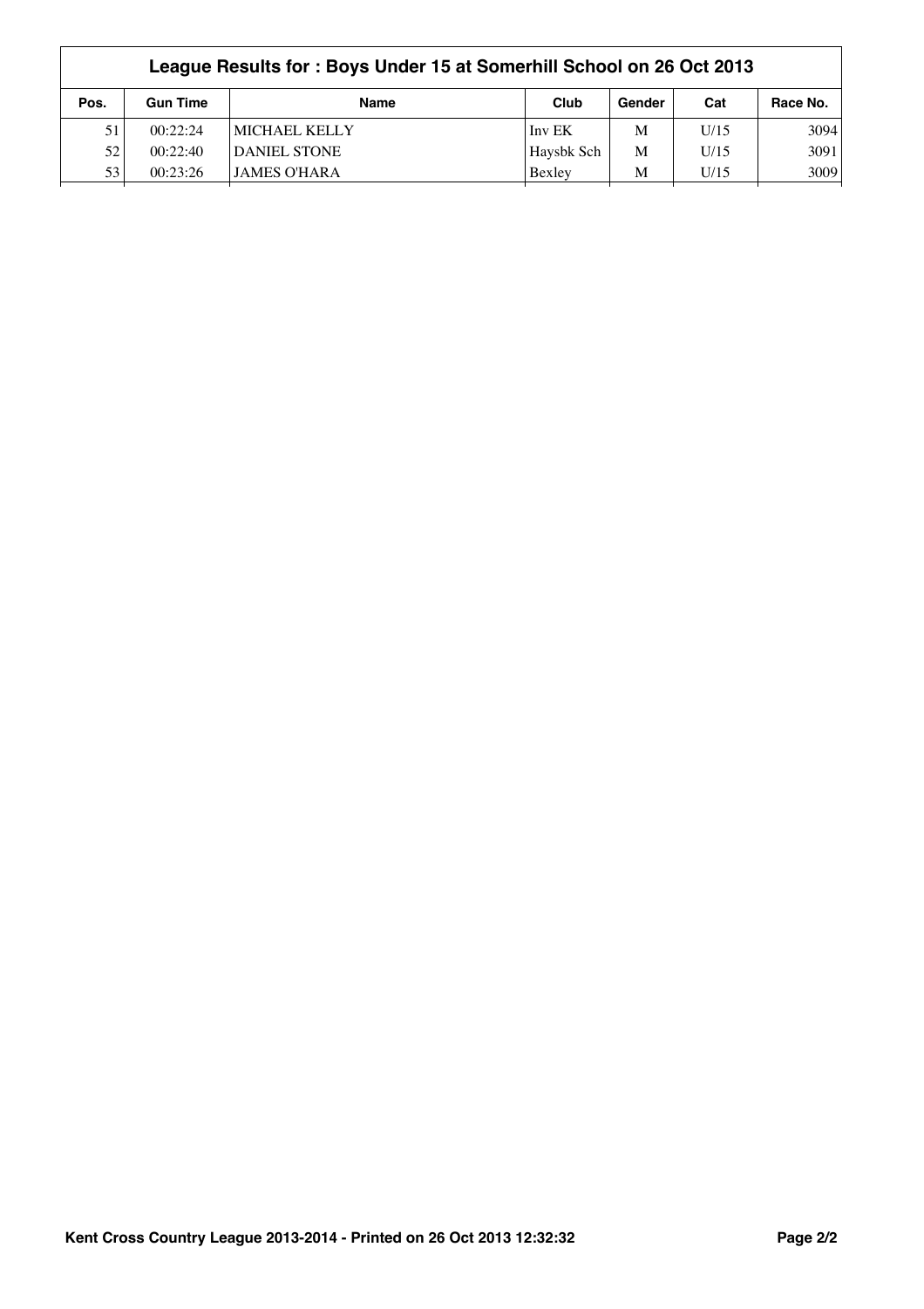## League Results for : Boys Under 15 at Somerhill School on 26 Oct 2013

| Pos. | Gun Time | Name | Club | Gender | Cat | Race No. |
|---|---|---|---|---|---|---|
| 51 | 00:22:24 | MICHAEL KELLY | Inv EK | M | U/15 | 3094 |
| 52 | 00:22:40 | DANIEL STONE | Haysbk Sch | M | U/15 | 3091 |
| 53 | 00:23:26 | JAMES O'HARA | Bexley | M | U/15 | 3009 |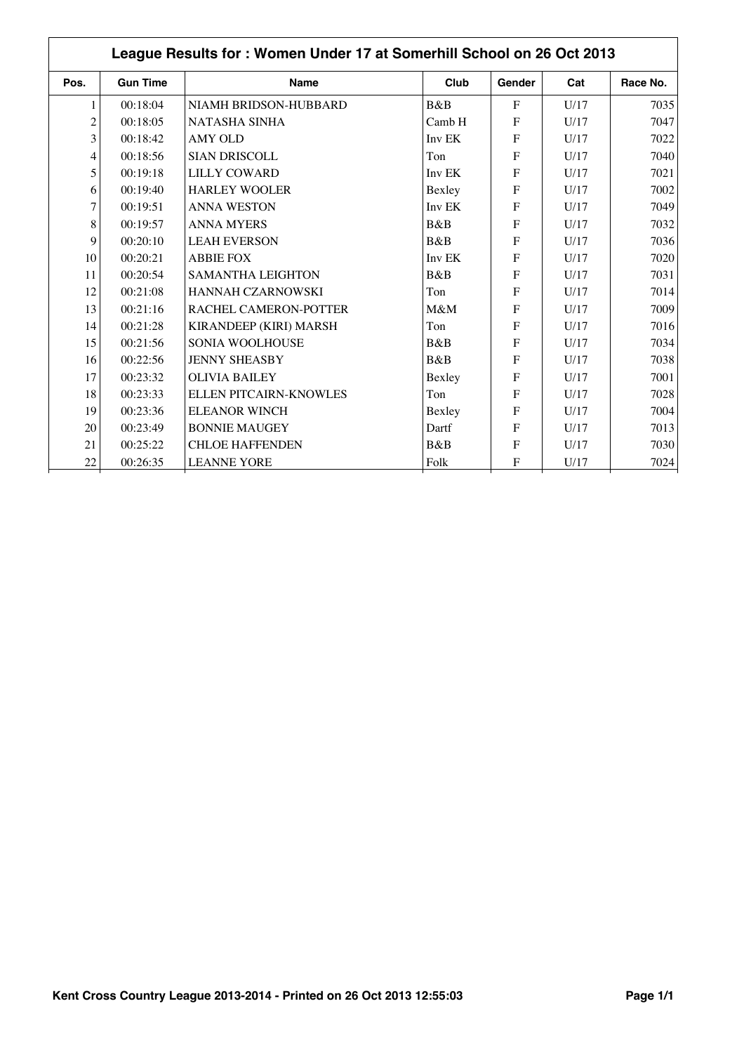## League Results for : Women Under 17 at Somerhill School on 26 Oct 2013

| Pos. | Gun Time | Name | Club | Gender | Cat | Race No. |
|---|---|---|---|---|---|---|
| 1 | 00:18:04 | NIAMH BRIDSON-HUBBARD | B&B | F | U/17 | 7035 |
| 2 | 00:18:05 | NATASHA SINHA | Camb H | F | U/17 | 7047 |
| 3 | 00:18:42 | AMY OLD | Inv EK | F | U/17 | 7022 |
| 4 | 00:18:56 | SIAN DRISCOLL | Ton | F | U/17 | 7040 |
| 5 | 00:19:18 | LILLY COWARD | Inv EK | F | U/17 | 7021 |
| 6 | 00:19:40 | HARLEY WOOLER | Bexley | F | U/17 | 7002 |
| 7 | 00:19:51 | ANNA WESTON | Inv EK | F | U/17 | 7049 |
| 8 | 00:19:57 | ANNA MYERS | B&B | F | U/17 | 7032 |
| 9 | 00:20:10 | LEAH EVERSON | B&B | F | U/17 | 7036 |
| 10 | 00:20:21 | ABBIE FOX | Inv EK | F | U/17 | 7020 |
| 11 | 00:20:54 | SAMANTHA LEIGHTON | B&B | F | U/17 | 7031 |
| 12 | 00:21:08 | HANNAH CZARNOWSKI | Ton | F | U/17 | 7014 |
| 13 | 00:21:16 | RACHEL CAMERON-POTTER | M&M | F | U/17 | 7009 |
| 14 | 00:21:28 | KIRANDEEP (KIRI) MARSH | Ton | F | U/17 | 7016 |
| 15 | 00:21:56 | SONIA WOOLHOUSE | B&B | F | U/17 | 7034 |
| 16 | 00:22:56 | JENNY SHEASBY | B&B | F | U/17 | 7038 |
| 17 | 00:23:32 | OLIVIA BAILEY | Bexley | F | U/17 | 7001 |
| 18 | 00:23:33 | ELLEN PITCAIRN-KNOWLES | Ton | F | U/17 | 7028 |
| 19 | 00:23:36 | ELEANOR WINCH | Bexley | F | U/17 | 7004 |
| 20 | 00:23:49 | BONNIE MAUGEY | Dartf | F | U/17 | 7013 |
| 21 | 00:25:22 | CHLOE HAFFENDEN | B&B | F | U/17 | 7030 |
| 22 | 00:26:35 | LEANNE YORE | Folk | F | U/17 | 7024 |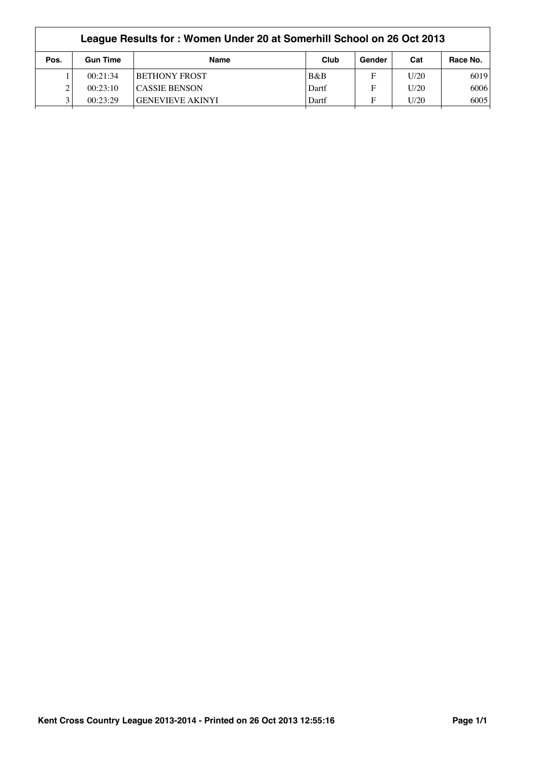## League Results for : Women Under 20 at Somerhill School on 26 Oct 2013

| Pos. | Gun Time | Name | Club | Gender | Cat | Race No. |
|---|---|---|---|---|---|---|
| 1 | 00:21:34 | BETHONY FROST | B&B | F | U/20 | 6019 |
| 2 | 00:23:10 | CASSIE BENSON | Dartf | F | U/20 | 6006 |
| 3 | 00:23:29 | GENEVIEVE AKINYI | Dartf | F | U/20 | 6005 |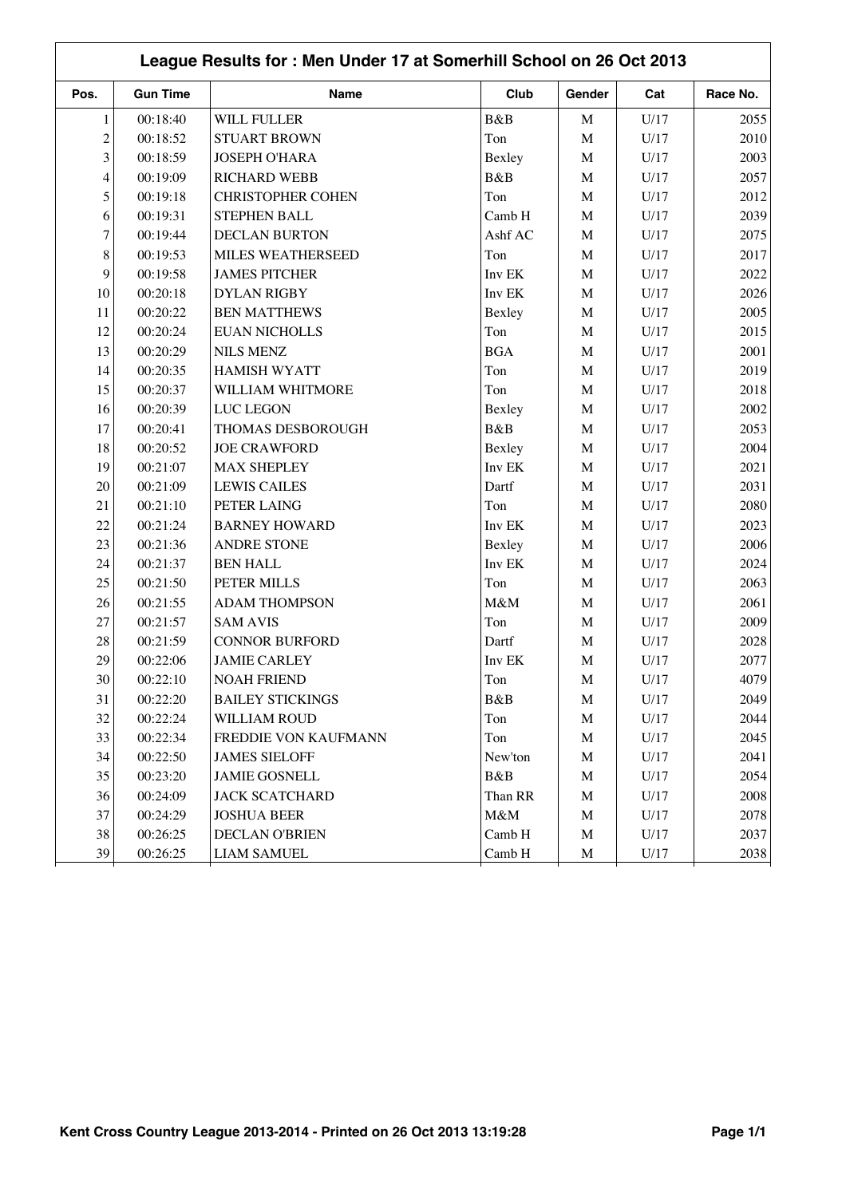## League Results for : Men Under 17 at Somerhill School on 26 Oct 2013

| Pos. | Gun Time | Name | Club | Gender | Cat | Race No. |
|---|---|---|---|---|---|---|
| 1 | 00:18:40 | WILL FULLER | B&B | M | U/17 | 2055 |
| 2 | 00:18:52 | STUART BROWN | Ton | M | U/17 | 2010 |
| 3 | 00:18:59 | JOSEPH O'HARA | Bexley | M | U/17 | 2003 |
| 4 | 00:19:09 | RICHARD WEBB | B&B | M | U/17 | 2057 |
| 5 | 00:19:18 | CHRISTOPHER COHEN | Ton | M | U/17 | 2012 |
| 6 | 00:19:31 | STEPHEN BALL | Camb H | M | U/17 | 2039 |
| 7 | 00:19:44 | DECLAN BURTON | Ashf AC | M | U/17 | 2075 |
| 8 | 00:19:53 | MILES WEATHERSEED | Ton | M | U/17 | 2017 |
| 9 | 00:19:58 | JAMES PITCHER | Inv EK | M | U/17 | 2022 |
| 10 | 00:20:18 | DYLAN RIGBY | Inv EK | M | U/17 | 2026 |
| 11 | 00:20:22 | BEN MATTHEWS | Bexley | M | U/17 | 2005 |
| 12 | 00:20:24 | EUAN NICHOLLS | Ton | M | U/17 | 2015 |
| 13 | 00:20:29 | NILS MENZ | BGA | M | U/17 | 2001 |
| 14 | 00:20:35 | HAMISH WYATT | Ton | M | U/17 | 2019 |
| 15 | 00:20:37 | WILLIAM WHITMORE | Ton | M | U/17 | 2018 |
| 16 | 00:20:39 | LUC LEGON | Bexley | M | U/17 | 2002 |
| 17 | 00:20:41 | THOMAS DESBOROUGH | B&B | M | U/17 | 2053 |
| 18 | 00:20:52 | JOE CRAWFORD | Bexley | M | U/17 | 2004 |
| 19 | 00:21:07 | MAX SHEPLEY | Inv EK | M | U/17 | 2021 |
| 20 | 00:21:09 | LEWIS CAILES | Dartf | M | U/17 | 2031 |
| 21 | 00:21:10 | PETER LAING | Ton | M | U/17 | 2080 |
| 22 | 00:21:24 | BARNEY HOWARD | Inv EK | M | U/17 | 2023 |
| 23 | 00:21:36 | ANDRE STONE | Bexley | M | U/17 | 2006 |
| 24 | 00:21:37 | BEN HALL | Inv EK | M | U/17 | 2024 |
| 25 | 00:21:50 | PETER MILLS | Ton | M | U/17 | 2063 |
| 26 | 00:21:55 | ADAM THOMPSON | M&M | M | U/17 | 2061 |
| 27 | 00:21:57 | SAM AVIS | Ton | M | U/17 | 2009 |
| 28 | 00:21:59 | CONNOR BURFORD | Dartf | M | U/17 | 2028 |
| 29 | 00:22:06 | JAMIE CARLEY | Inv EK | M | U/17 | 2077 |
| 30 | 00:22:10 | NOAH FRIEND | Ton | M | U/17 | 4079 |
| 31 | 00:22:20 | BAILEY STICKINGS | B&B | M | U/17 | 2049 |
| 32 | 00:22:24 | WILLIAM ROUD | Ton | M | U/17 | 2044 |
| 33 | 00:22:34 | FREDDIE VON KAUFMANN | Ton | M | U/17 | 2045 |
| 34 | 00:22:50 | JAMES SIELOFF | New'ton | M | U/17 | 2041 |
| 35 | 00:23:20 | JAMIE GOSNELL | B&B | M | U/17 | 2054 |
| 36 | 00:24:09 | JACK SCATCHARD | Than RR | M | U/17 | 2008 |
| 37 | 00:24:29 | JOSHUA BEER | M&M | M | U/17 | 2078 |
| 38 | 00:26:25 | DECLAN O'BRIEN | Camb H | M | U/17 | 2037 |
| 39 | 00:26:25 | LIAM SAMUEL | Camb H | M | U/17 | 2038 |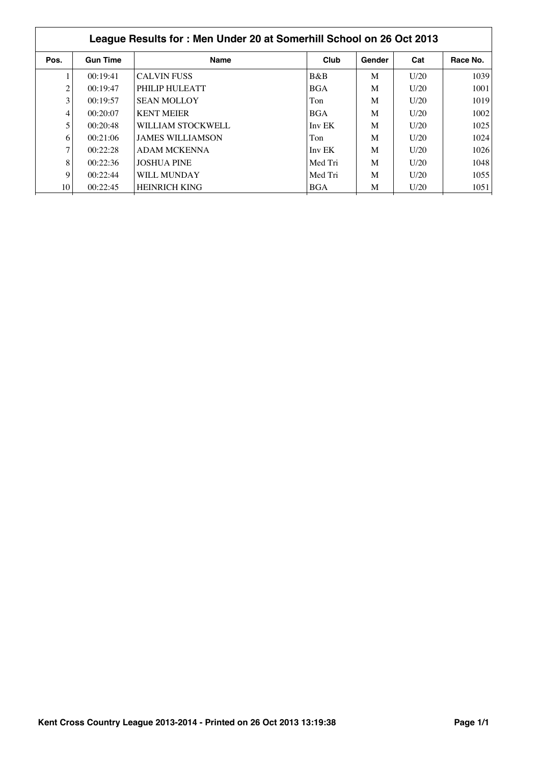# League Results for : Men Under 20 at Somerhill School on 26 Oct 2013

| Pos. | Gun Time | Name | Club | Gender | Cat | Race No. |
|---|---|---|---|---|---|---|
| 1 | 00:19:41 | CALVIN FUSS | B&B | M | U/20 | 1039 |
| 2 | 00:19:47 | PHILIP HULEATT | BGA | M | U/20 | 1001 |
| 3 | 00:19:57 | SEAN MOLLOY | Ton | M | U/20 | 1019 |
| 4 | 00:20:07 | KENT MEIER | BGA | M | U/20 | 1002 |
| 5 | 00:20:48 | WILLIAM STOCKWELL | Inv EK | M | U/20 | 1025 |
| 6 | 00:21:06 | JAMES WILLIAMSON | Ton | M | U/20 | 1024 |
| 7 | 00:22:28 | ADAM MCKENNA | Inv EK | M | U/20 | 1026 |
| 8 | 00:22:36 | JOSHUA PINE | Med Tri | M | U/20 | 1048 |
| 9 | 00:22:44 | WILL MUNDAY | Med Tri | M | U/20 | 1055 |
| 10 | 00:22:45 | HEINRICH KING | BGA | M | U/20 | 1051 |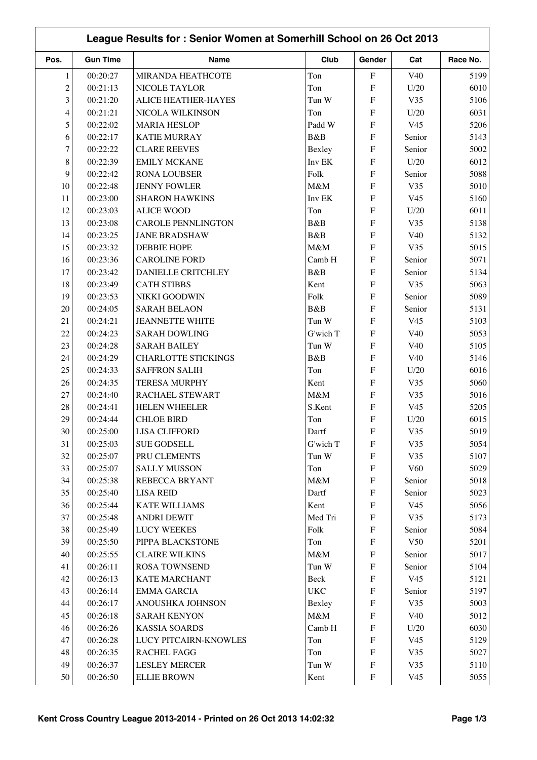| League Results for : Senior Women at Somerhill School on 26 Oct 2013 | | | | | | |
|---|---|---|---|---|---|---|
| Pos. | Gun Time | Name | Club | Gender | Cat | Race No. |
| 1 | 00:20:27 | MIRANDA HEATHCOTE | Ton | F | V40 | 5199 |
| 2 | 00:21:13 | NICOLE TAYLOR | Ton | F | U/20 | 6010 |
| 3 | 00:21:20 | ALICE HEATHER-HAYES | Tun W | F | V35 | 5106 |
| 4 | 00:21:21 | NICOLA WILKINSON | Ton | F | U/20 | 6031 |
| 5 | 00:22:02 | MARIA HESLOP | Padd W | F | V45 | 5206 |
| 6 | 00:22:17 | KATIE MURRAY | B&B | F | Senior | 5143 |
| 7 | 00:22:22 | CLARE REEVES | Bexley | F | Senior | 5002 |
| 8 | 00:22:39 | EMILY MCKANE | Inv EK | F | U/20 | 6012 |
| 9 | 00:22:42 | RONA LOUBSER | Folk | F | Senior | 5088 |
| 10 | 00:22:48 | JENNY FOWLER | M&M | F | V35 | 5010 |
| 11 | 00:23:00 | SHARON HAWKINS | Inv EK | F | V45 | 5160 |
| 12 | 00:23:03 | ALICE WOOD | Ton | F | U/20 | 6011 |
| 13 | 00:23:08 | CAROLE PENNLINGTON | B&B | F | V35 | 5138 |
| 14 | 00:23:25 | JANE BRADSHAW | B&B | F | V40 | 5132 |
| 15 | 00:23:32 | DEBBIE HOPE | M&M | F | V35 | 5015 |
| 16 | 00:23:36 | CAROLINE FORD | Camb H | F | Senior | 5071 |
| 17 | 00:23:42 | DANIELLE CRITCHLEY | B&B | F | Senior | 5134 |
| 18 | 00:23:49 | CATH STIBBS | Kent | F | V35 | 5063 |
| 19 | 00:23:53 | NIKKI GOODWIN | Folk | F | Senior | 5089 |
| 20 | 00:24:05 | SARAH BELAON | B&B | F | Senior | 5131 |
| 21 | 00:24:21 | JEANNETTE WHITE | Tun W | F | V45 | 5103 |
| 22 | 00:24:23 | SARAH DOWLING | G'wich T | F | V40 | 5053 |
| 23 | 00:24:28 | SARAH BAILEY | Tun W | F | V40 | 5105 |
| 24 | 00:24:29 | CHARLOTTE STICKINGS | B&B | F | V40 | 5146 |
| 25 | 00:24:33 | SAFFRON SALIH | Ton | F | U/20 | 6016 |
| 26 | 00:24:35 | TERESA MURPHY | Kent | F | V35 | 5060 |
| 27 | 00:24:40 | RACHAEL STEWART | M&M | F | V35 | 5016 |
| 28 | 00:24:41 | HELEN WHEELER | S.Kent | F | V45 | 5205 |
| 29 | 00:24:44 | CHLOE BIRD | Ton | F | U/20 | 6015 |
| 30 | 00:25:00 | LISA CLIFFORD | Dartf | F | V35 | 5019 |
| 31 | 00:25:03 | SUE GODSELL | G'wich T | F | V35 | 5054 |
| 32 | 00:25:07 | PRU CLEMENTS | Tun W | F | V35 | 5107 |
| 33 | 00:25:07 | SALLY MUSSON | Ton | F | V60 | 5029 |
| 34 | 00:25:38 | REBECCA BRYANT | M&M | F | Senior | 5018 |
| 35 | 00:25:40 | LISA REID | Dartf | F | Senior | 5023 |
| 36 | 00:25:44 | KATE WILLIAMS | Kent | F | V45 | 5056 |
| 37 | 00:25:48 | ANDRI DEWIT | Med Tri | F | V35 | 5173 |
| 38 | 00:25:49 | LUCY WEEKES | Folk | F | Senior | 5084 |
| 39 | 00:25:50 | PIPPA BLACKSTONE | Ton | F | V50 | 5201 |
| 40 | 00:25:55 | CLAIRE WILKINS | M&M | F | Senior | 5017 |
| 41 | 00:26:11 | ROSA TOWNSEND | Tun W | F | Senior | 5104 |
| 42 | 00:26:13 | KATE MARCHANT | Beck | F | V45 | 5121 |
| 43 | 00:26:14 | EMMA GARCIA | UKC | F | Senior | 5197 |
| 44 | 00:26:17 | ANOUSHKA JOHNSON | Bexley | F | V35 | 5003 |
| 45 | 00:26:18 | SARAH KENYON | M&M | F | V40 | 5012 |
| 46 | 00:26:26 | KASSIA SOARDS | Camb H | F | U/20 | 6030 |
| 47 | 00:26:28 | LUCY PITCAIRN-KNOWLES | Ton | F | V45 | 5129 |
| 48 | 00:26:35 | RACHEL FAGG | Ton | F | V35 | 5027 |
| 49 | 00:26:37 | LESLEY MERCER | Tun W | F | V35 | 5110 |
| 50 | 00:26:50 | ELLIE BROWN | Kent | F | V45 | 5055 |

Kent Cross Country League 2013-2014 - Printed on 26 Oct 2013 14:02:32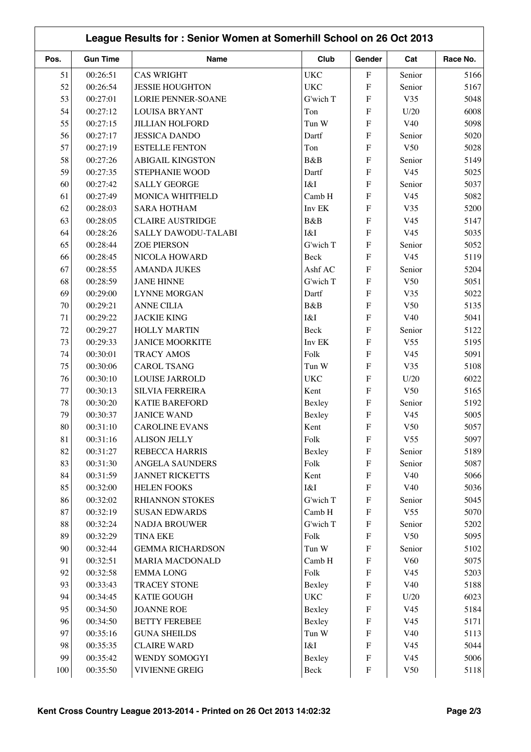# League Results for : Senior Women at Somerhill School on 26 Oct 2013

| Pos. | Gun Time | Name | Club | Gender | Cat | Race No. |
|---|---|---|---|---|---|---|
| 51 | 00:26:51 | CAS WRIGHT | UKC | F | Senior | 5166 |
| 52 | 00:26:54 | JESSIE HOUGHTON | UKC | F | Senior | 5167 |
| 53 | 00:27:01 | LORIE PENNER-SOANE | G'wich T | F | V35 | 5048 |
| 54 | 00:27:12 | LOUISA BRYANT | Ton | F | U/20 | 6008 |
| 55 | 00:27:15 | JILLIAN HOLFORD | Tun W | F | V40 | 5098 |
| 56 | 00:27:17 | JESSICA DANDO | Dartf | F | Senior | 5020 |
| 57 | 00:27:19 | ESTELLE FENTON | Ton | F | V50 | 5028 |
| 58 | 00:27:26 | ABIGAIL KINGSTON | B&B | F | Senior | 5149 |
| 59 | 00:27:35 | STEPHANIE WOOD | Dartf | F | V45 | 5025 |
| 60 | 00:27:42 | SALLY GEORGE | I&I | F | Senior | 5037 |
| 61 | 00:27:49 | MONICA WHITFIELD | Camb H | F | V45 | 5082 |
| 62 | 00:28:03 | SARA HOTHAM | Inv EK | F | V35 | 5200 |
| 63 | 00:28:05 | CLAIRE AUSTRIDGE | B&B | F | V45 | 5147 |
| 64 | 00:28:26 | SALLY DAWODU-TALABI | I&I | F | V45 | 5035 |
| 65 | 00:28:44 | ZOE PIERSON | G'wich T | F | Senior | 5052 |
| 66 | 00:28:45 | NICOLA HOWARD | Beck | F | V45 | 5119 |
| 67 | 00:28:55 | AMANDA JUKES | Ashf AC | F | Senior | 5204 |
| 68 | 00:28:59 | JANE HINNE | G'wich T | F | V50 | 5051 |
| 69 | 00:29:00 | LYNNE MORGAN | Dartf | F | V35 | 5022 |
| 70 | 00:29:21 | ANNE CILIA | B&B | F | V50 | 5135 |
| 71 | 00:29:22 | JACKIE KING | I&I | F | V40 | 5041 |
| 72 | 00:29:27 | HOLLY MARTIN | Beck | F | Senior | 5122 |
| 73 | 00:29:33 | JANICE MOORKITE | Inv EK | F | V55 | 5195 |
| 74 | 00:30:01 | TRACY AMOS | Folk | F | V45 | 5091 |
| 75 | 00:30:06 | CAROL TSANG | Tun W | F | V35 | 5108 |
| 76 | 00:30:10 | LOUISE JARROLD | UKC | F | U/20 | 6022 |
| 77 | 00:30:13 | SILVIA FERREIRA | Kent | F | V50 | 5165 |
| 78 | 00:30:20 | KATIE BAREFORD | Bexley | F | Senior | 5192 |
| 79 | 00:30:37 | JANICE WAND | Bexley | F | V45 | 5005 |
| 80 | 00:31:10 | CAROLINE EVANS | Kent | F | V50 | 5057 |
| 81 | 00:31:16 | ALISON JELLY | Folk | F | V55 | 5097 |
| 82 | 00:31:27 | REBECCA HARRIS | Bexley | F | Senior | 5189 |
| 83 | 00:31:30 | ANGELA SAUNDERS | Folk | F | Senior | 5087 |
| 84 | 00:31:59 | JANNET RICKETTS | Kent | F | V40 | 5066 |
| 85 | 00:32:00 | HELEN FOOKS | I&I | F | V40 | 5036 |
| 86 | 00:32:02 | RHIANNON STOKES | G'wich T | F | Senior | 5045 |
| 87 | 00:32:19 | SUSAN EDWARDS | Camb H | F | V55 | 5070 |
| 88 | 00:32:24 | NADJA BROUWER | G'wich T | F | Senior | 5202 |
| 89 | 00:32:29 | TINA EKE | Folk | F | V50 | 5095 |
| 90 | 00:32:44 | GEMMA RICHARDSON | Tun W | F | Senior | 5102 |
| 91 | 00:32:51 | MARIA MACDONALD | Camb H | F | V60 | 5075 |
| 92 | 00:32:58 | EMMA LONG | Folk | F | V45 | 5203 |
| 93 | 00:33:43 | TRACEY STONE | Bexley | F | V40 | 5188 |
| 94 | 00:34:45 | KATIE GOUGH | UKC | F | U/20 | 6023 |
| 95 | 00:34:50 | JOANNE ROE | Bexley | F | V45 | 5184 |
| 96 | 00:34:50 | BETTY FEREBEE | Bexley | F | V45 | 5171 |
| 97 | 00:35:16 | GUNA SHEILDS | Tun W | F | V40 | 5113 |
| 98 | 00:35:35 | CLAIRE WARD | I&I | F | V45 | 5044 |
| 99 | 00:35:42 | WENDY SOMOGYI | Bexley | F | V45 | 5006 |
| 100 | 00:35:50 | VIVIENNE GREIG | Beck | F | V50 | 5118 |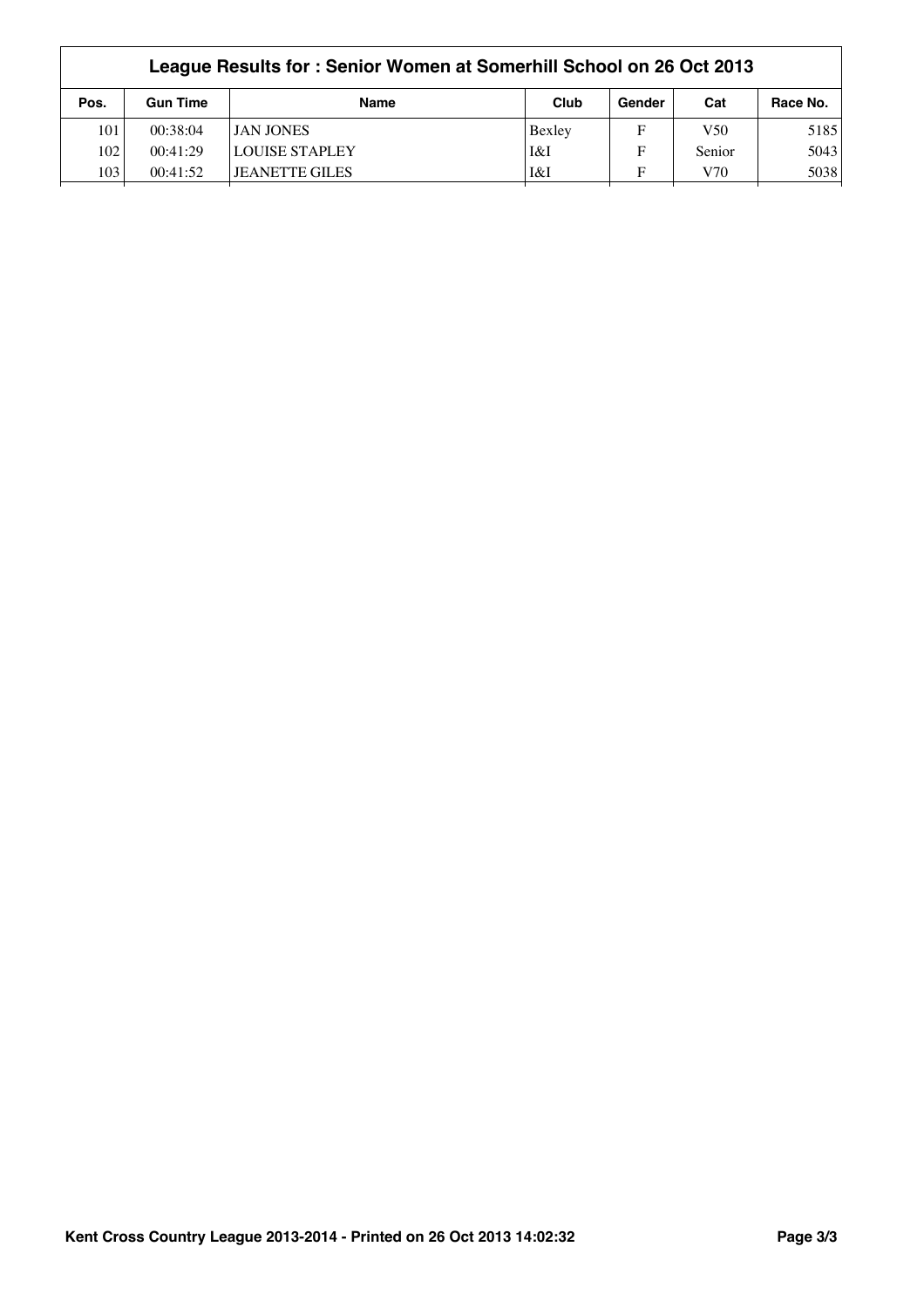## League Results for : Senior Women at Somerhill School on 26 Oct 2013

| Pos. | Gun Time | Name | Club | Gender | Cat | Race No. |
|---|---|---|---|---|---|---|
| 101 | 00:38:04 | JAN JONES | Bexley | F | V50 | 5185 |
| 102 | 00:41:29 | LOUISE STAPLEY | I&I | F | Senior | 5043 |
| 103 | 00:41:52 | JEANETTE GILES | I&I | F | V70 | 5038 |

Kent Cross Country League 2013-2014 - Printed on 26 Oct 2013 14:02:32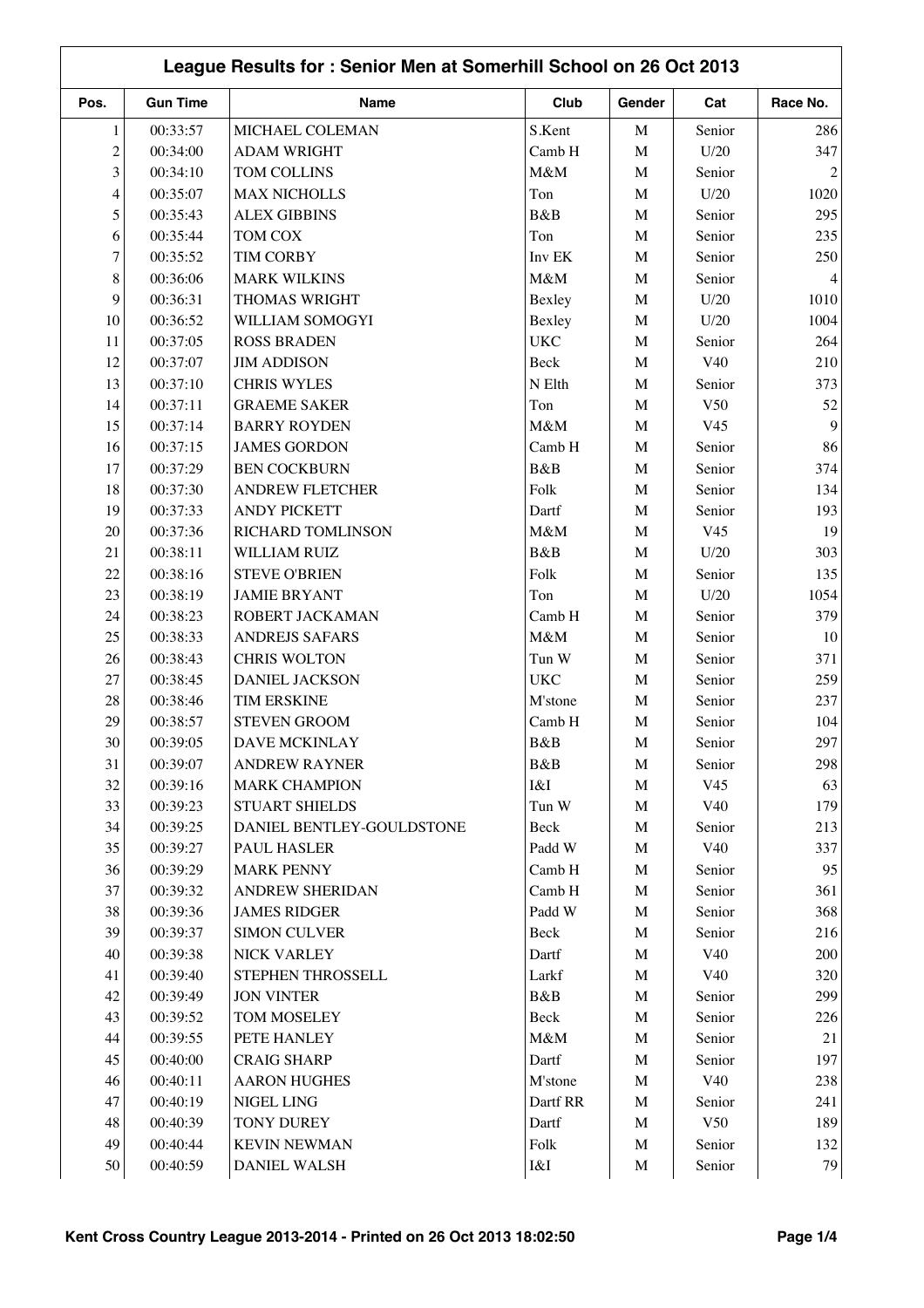## League Results for : Senior Men at Somerhill School on 26 Oct 2013

| Pos. | Gun Time | Name | Club | Gender | Cat | Race No. |
|---|---|---|---|---|---|---|
| 1 | 00:33:57 | MICHAEL COLEMAN | S.Kent | M | Senior | 286 |
| 2 | 00:34:00 | ADAM WRIGHT | Camb H | M | U/20 | 347 |
| 3 | 00:34:10 | TOM COLLINS | M&M | M | Senior | 2 |
| 4 | 00:35:07 | MAX NICHOLLS | Ton | M | U/20 | 1020 |
| 5 | 00:35:43 | ALEX GIBBINS | B&B | M | Senior | 295 |
| 6 | 00:35:44 | TOM COX | Ton | M | Senior | 235 |
| 7 | 00:35:52 | TIM CORBY | Inv EK | M | Senior | 250 |
| 8 | 00:36:06 | MARK WILKINS | M&M | M | Senior | 4 |
| 9 | 00:36:31 | THOMAS WRIGHT | Bexley | M | U/20 | 1010 |
| 10 | 00:36:52 | WILLIAM SOMOGYI | Bexley | M | U/20 | 1004 |
| 11 | 00:37:05 | ROSS BRADEN | UKC | M | Senior | 264 |
| 12 | 00:37:07 | JIM ADDISON | Beck | M | V40 | 210 |
| 13 | 00:37:10 | CHRIS WYLES | N Elth | M | Senior | 373 |
| 14 | 00:37:11 | GRAEME SAKER | Ton | M | V50 | 52 |
| 15 | 00:37:14 | BARRY ROYDEN | M&M | M | V45 | 9 |
| 16 | 00:37:15 | JAMES GORDON | Camb H | M | Senior | 86 |
| 17 | 00:37:29 | BEN COCKBURN | B&B | M | Senior | 374 |
| 18 | 00:37:30 | ANDREW FLETCHER | Folk | M | Senior | 134 |
| 19 | 00:37:33 | ANDY PICKETT | Dartf | M | Senior | 193 |
| 20 | 00:37:36 | RICHARD TOMLINSON | M&M | M | V45 | 19 |
| 21 | 00:38:11 | WILLIAM RUIZ | B&B | M | U/20 | 303 |
| 22 | 00:38:16 | STEVE O'BRIEN | Folk | M | Senior | 135 |
| 23 | 00:38:19 | JAMIE BRYANT | Ton | M | U/20 | 1054 |
| 24 | 00:38:23 | ROBERT JACKAMAN | Camb H | M | Senior | 379 |
| 25 | 00:38:33 | ANDREJS SAFARS | M&M | M | Senior | 10 |
| 26 | 00:38:43 | CHRIS WOLTON | Tun W | M | Senior | 371 |
| 27 | 00:38:45 | DANIEL JACKSON | UKC | M | Senior | 259 |
| 28 | 00:38:46 | TIM ERSKINE | M'stone | M | Senior | 237 |
| 29 | 00:38:57 | STEVEN GROOM | Camb H | M | Senior | 104 |
| 30 | 00:39:05 | DAVE MCKINLAY | B&B | M | Senior | 297 |
| 31 | 00:39:07 | ANDREW RAYNER | B&B | M | Senior | 298 |
| 32 | 00:39:16 | MARK CHAMPION | I&I | M | V45 | 63 |
| 33 | 00:39:23 | STUART SHIELDS | Tun W | M | V40 | 179 |
| 34 | 00:39:25 | DANIEL BENTLEY-GOULDSTONE | Beck | M | Senior | 213 |
| 35 | 00:39:27 | PAUL HASLER | Padd W | M | V40 | 337 |
| 36 | 00:39:29 | MARK PENNY | Camb H | M | Senior | 95 |
| 37 | 00:39:32 | ANDREW SHERIDAN | Camb H | M | Senior | 361 |
| 38 | 00:39:36 | JAMES RIDGER | Padd W | M | Senior | 368 |
| 39 | 00:39:37 | SIMON CULVER | Beck | M | Senior | 216 |
| 40 | 00:39:38 | NICK VARLEY | Dartf | M | V40 | 200 |
| 41 | 00:39:40 | STEPHEN THROSSELL | Larkf | M | V40 | 320 |
| 42 | 00:39:49 | JON VINTER | B&B | M | Senior | 299 |
| 43 | 00:39:52 | TOM MOSELEY | Beck | M | Senior | 226 |
| 44 | 00:39:55 | PETE HANLEY | M&M | M | Senior | 21 |
| 45 | 00:40:00 | CRAIG SHARP | Dartf | M | Senior | 197 |
| 46 | 00:40:11 | AARON HUGHES | M'stone | M | V40 | 238 |
| 47 | 00:40:19 | NIGEL LING | Dartf RR | M | Senior | 241 |
| 48 | 00:40:39 | TONY DUREY | Dartf | M | V50 | 189 |
| 49 | 00:40:44 | KEVIN NEWMAN | Folk | M | Senior | 132 |
| 50 | 00:40:59 | DANIEL WALSH | I&I | M | Senior | 79 |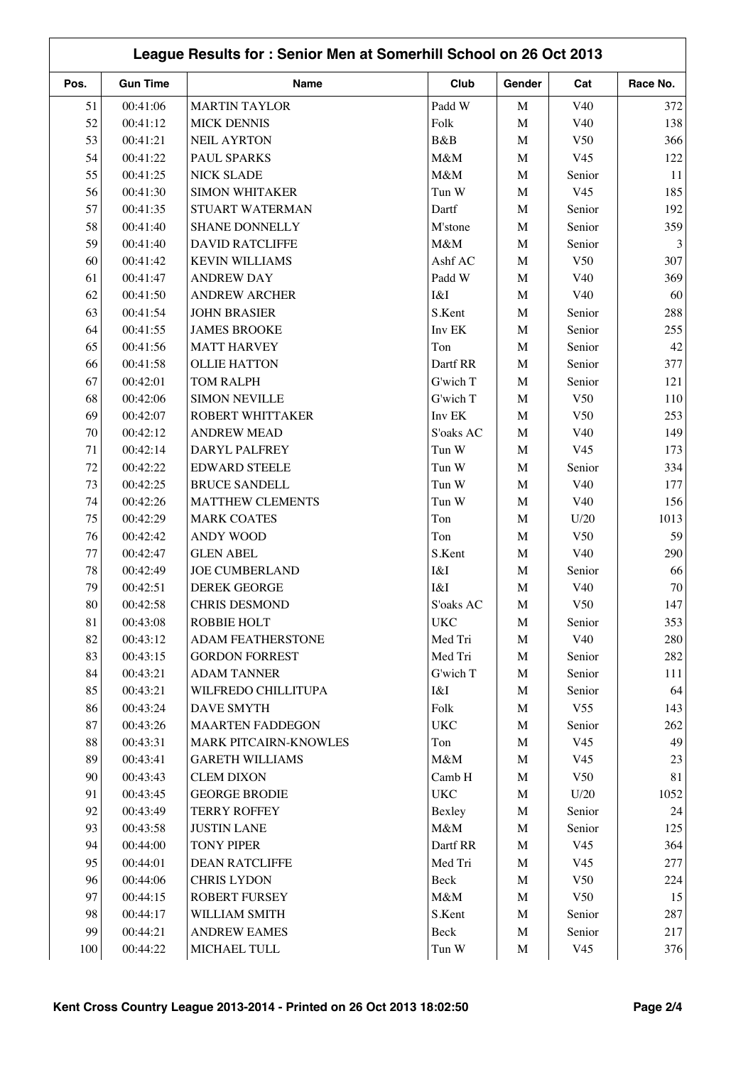## League Results for : Senior Men at Somerhill School on 26 Oct 2013

| Pos. | Gun Time | Name | Club | Gender | Cat | Race No. |
|---|---|---|---|---|---|---|
| 51 | 00:41:06 | MARTIN TAYLOR | Padd W | M | V40 | 372 |
| 52 | 00:41:12 | MICK DENNIS | Folk | M | V40 | 138 |
| 53 | 00:41:21 | NEIL AYRTON | B&B | M | V50 | 366 |
| 54 | 00:41:22 | PAUL SPARKS | M&M | M | V45 | 122 |
| 55 | 00:41:25 | NICK SLADE | M&M | M | Senior | 11 |
| 56 | 00:41:30 | SIMON WHITAKER | Tun W | M | V45 | 185 |
| 57 | 00:41:35 | STUART WATERMAN | Dartf | M | Senior | 192 |
| 58 | 00:41:40 | SHANE DONNELLY | M'stone | M | Senior | 359 |
| 59 | 00:41:40 | DAVID RATCLIFFE | M&M | M | Senior | 3 |
| 60 | 00:41:42 | KEVIN WILLIAMS | Ashf AC | M | V50 | 307 |
| 61 | 00:41:47 | ANDREW DAY | Padd W | M | V40 | 369 |
| 62 | 00:41:50 | ANDREW ARCHER | I&I | M | V40 | 60 |
| 63 | 00:41:54 | JOHN BRASIER | S.Kent | M | Senior | 288 |
| 64 | 00:41:55 | JAMES BROOKE | Inv EK | M | Senior | 255 |
| 65 | 00:41:56 | MATT HARVEY | Ton | M | Senior | 42 |
| 66 | 00:41:58 | OLLIE HATTON | Dartf RR | M | Senior | 377 |
| 67 | 00:42:01 | TOM RALPH | G'wich T | M | Senior | 121 |
| 68 | 00:42:06 | SIMON NEVILLE | G'wich T | M | V50 | 110 |
| 69 | 00:42:07 | ROBERT WHITTAKER | Inv EK | M | V50 | 253 |
| 70 | 00:42:12 | ANDREW MEAD | S'oaks AC | M | V40 | 149 |
| 71 | 00:42:14 | DARYL PALFREY | Tun W | M | V45 | 173 |
| 72 | 00:42:22 | EDWARD STEELE | Tun W | M | Senior | 334 |
| 73 | 00:42:25 | BRUCE SANDELL | Tun W | M | V40 | 177 |
| 74 | 00:42:26 | MATTHEW CLEMENTS | Tun W | M | V40 | 156 |
| 75 | 00:42:29 | MARK COATES | Ton | M | U/20 | 1013 |
| 76 | 00:42:42 | ANDY WOOD | Ton | M | V50 | 59 |
| 77 | 00:42:47 | GLEN ABEL | S.Kent | M | V40 | 290 |
| 78 | 00:42:49 | JOE CUMBERLAND | I&I | M | Senior | 66 |
| 79 | 00:42:51 | DEREK GEORGE | I&I | M | V40 | 70 |
| 80 | 00:42:58 | CHRIS DESMOND | S'oaks AC | M | V50 | 147 |
| 81 | 00:43:08 | ROBBIE HOLT | UKC | M | Senior | 353 |
| 82 | 00:43:12 | ADAM FEATHERSTONE | Med Tri | M | V40 | 280 |
| 83 | 00:43:15 | GORDON FORREST | Med Tri | M | Senior | 282 |
| 84 | 00:43:21 | ADAM TANNER | G'wich T | M | Senior | 111 |
| 85 | 00:43:21 | WILFREDO CHILLITUPA | I&I | M | Senior | 64 |
| 86 | 00:43:24 | DAVE SMYTH | Folk | M | V55 | 143 |
| 87 | 00:43:26 | MAARTEN FADDEGON | UKC | M | Senior | 262 |
| 88 | 00:43:31 | MARK PITCAIRN-KNOWLES | Ton | M | V45 | 49 |
| 89 | 00:43:41 | GARETH WILLIAMS | M&M | M | V45 | 23 |
| 90 | 00:43:43 | CLEM DIXON | Camb H | M | V50 | 81 |
| 91 | 00:43:45 | GEORGE BRODIE | UKC | M | U/20 | 1052 |
| 92 | 00:43:49 | TERRY ROFFEY | Bexley | M | Senior | 24 |
| 93 | 00:43:58 | JUSTIN LANE | M&M | M | Senior | 125 |
| 94 | 00:44:00 | TONY PIPER | Dartf RR | M | V45 | 364 |
| 95 | 00:44:01 | DEAN RATCLIFFE | Med Tri | M | V45 | 277 |
| 96 | 00:44:06 | CHRIS LYDON | Beck | M | V50 | 224 |
| 97 | 00:44:15 | ROBERT FURSEY | M&M | M | V50 | 15 |
| 98 | 00:44:17 | WILLIAM SMITH | S.Kent | M | Senior | 287 |
| 99 | 00:44:21 | ANDREW EAMES | Beck | M | Senior | 217 |
| 100 | 00:44:22 | MICHAEL TULL | Tun W | M | V45 | 376 |

**Kent Cross Country League 2013-2014 - Printed on 26 Oct 2013 18:02:50**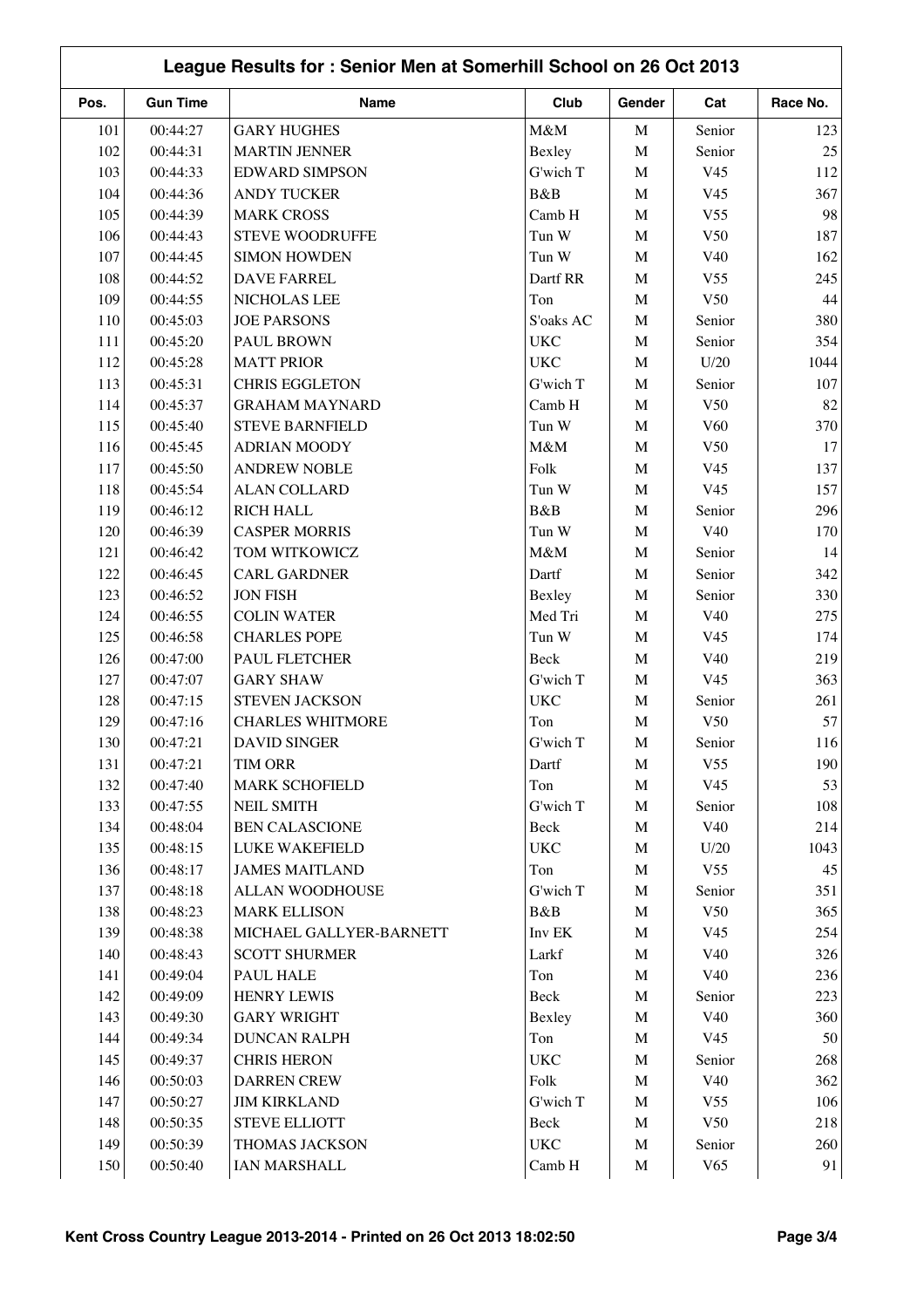## League Results for : Senior Men at Somerhill School on 26 Oct 2013

| Pos. | Gun Time | Name | Club | Gender | Cat | Race No. |
|---|---|---|---|---|---|---|
| 101 | 00:44:27 | GARY HUGHES | M&M | M | Senior | 123 |
| 102 | 00:44:31 | MARTIN JENNER | Bexley | M | Senior | 25 |
| 103 | 00:44:33 | EDWARD SIMPSON | G'wich T | M | V45 | 112 |
| 104 | 00:44:36 | ANDY TUCKER | B&B | M | V45 | 367 |
| 105 | 00:44:39 | MARK CROSS | Camb H | M | V55 | 98 |
| 106 | 00:44:43 | STEVE WOODRUFFE | Tun W | M | V50 | 187 |
| 107 | 00:44:45 | SIMON HOWDEN | Tun W | M | V40 | 162 |
| 108 | 00:44:52 | DAVE FARREL | Dartf RR | M | V55 | 245 |
| 109 | 00:44:55 | NICHOLAS LEE | Ton | M | V50 | 44 |
| 110 | 00:45:03 | JOE PARSONS | S'oaks AC | M | Senior | 380 |
| 111 | 00:45:20 | PAUL BROWN | UKC | M | Senior | 354 |
| 112 | 00:45:28 | MATT PRIOR | UKC | M | U/20 | 1044 |
| 113 | 00:45:31 | CHRIS EGGLETON | G'wich T | M | Senior | 107 |
| 114 | 00:45:37 | GRAHAM MAYNARD | Camb H | M | V50 | 82 |
| 115 | 00:45:40 | STEVE BARNFIELD | Tun W | M | V60 | 370 |
| 116 | 00:45:45 | ADRIAN MOODY | M&M | M | V50 | 17 |
| 117 | 00:45:50 | ANDREW NOBLE | Folk | M | V45 | 137 |
| 118 | 00:45:54 | ALAN COLLARD | Tun W | M | V45 | 157 |
| 119 | 00:46:12 | RICH HALL | B&B | M | Senior | 296 |
| 120 | 00:46:39 | CASPER MORRIS | Tun W | M | V40 | 170 |
| 121 | 00:46:42 | TOM WITKOWICZ | M&M | M | Senior | 14 |
| 122 | 00:46:45 | CARL GARDNER | Dartf | M | Senior | 342 |
| 123 | 00:46:52 | JON FISH | Bexley | M | Senior | 330 |
| 124 | 00:46:55 | COLIN WATER | Med Tri | M | V40 | 275 |
| 125 | 00:46:58 | CHARLES POPE | Tun W | M | V45 | 174 |
| 126 | 00:47:00 | PAUL FLETCHER | Beck | M | V40 | 219 |
| 127 | 00:47:07 | GARY SHAW | G'wich T | M | V45 | 363 |
| 128 | 00:47:15 | STEVEN JACKSON | UKC | M | Senior | 261 |
| 129 | 00:47:16 | CHARLES WHITMORE | Ton | M | V50 | 57 |
| 130 | 00:47:21 | DAVID SINGER | G'wich T | M | Senior | 116 |
| 131 | 00:47:21 | TIM ORR | Dartf | M | V55 | 190 |
| 132 | 00:47:40 | MARK SCHOFIELD | Ton | M | V45 | 53 |
| 133 | 00:47:55 | NEIL SMITH | G'wich T | M | Senior | 108 |
| 134 | 00:48:04 | BEN CALASCIONE | Beck | M | V40 | 214 |
| 135 | 00:48:15 | LUKE WAKEFIELD | UKC | M | U/20 | 1043 |
| 136 | 00:48:17 | JAMES MAITLAND | Ton | M | V55 | 45 |
| 137 | 00:48:18 | ALLAN WOODHOUSE | G'wich T | M | Senior | 351 |
| 138 | 00:48:23 | MARK ELLISON | B&B | M | V50 | 365 |
| 139 | 00:48:38 | MICHAEL GALLYER-BARNETT | Inv EK | M | V45 | 254 |
| 140 | 00:48:43 | SCOTT SHURMER | Larkf | M | V40 | 326 |
| 141 | 00:49:04 | PAUL HALE | Ton | M | V40 | 236 |
| 142 | 00:49:09 | HENRY LEWIS | Beck | M | Senior | 223 |
| 143 | 00:49:30 | GARY WRIGHT | Bexley | M | V40 | 360 |
| 144 | 00:49:34 | DUNCAN RALPH | Ton | M | V45 | 50 |
| 145 | 00:49:37 | CHRIS HERON | UKC | M | Senior | 268 |
| 146 | 00:50:03 | DARREN CREW | Folk | M | V40 | 362 |
| 147 | 00:50:27 | JIM KIRKLAND | G'wich T | M | V55 | 106 |
| 148 | 00:50:35 | STEVE ELLIOTT | Beck | M | V50 | 218 |
| 149 | 00:50:39 | THOMAS JACKSON | UKC | M | Senior | 260 |
| 150 | 00:50:40 | IAN MARSHALL | Camb H | M | V65 | 91 |

Kent Cross Country League 2013-2014 - Printed on 26 Oct 2013 18:02:50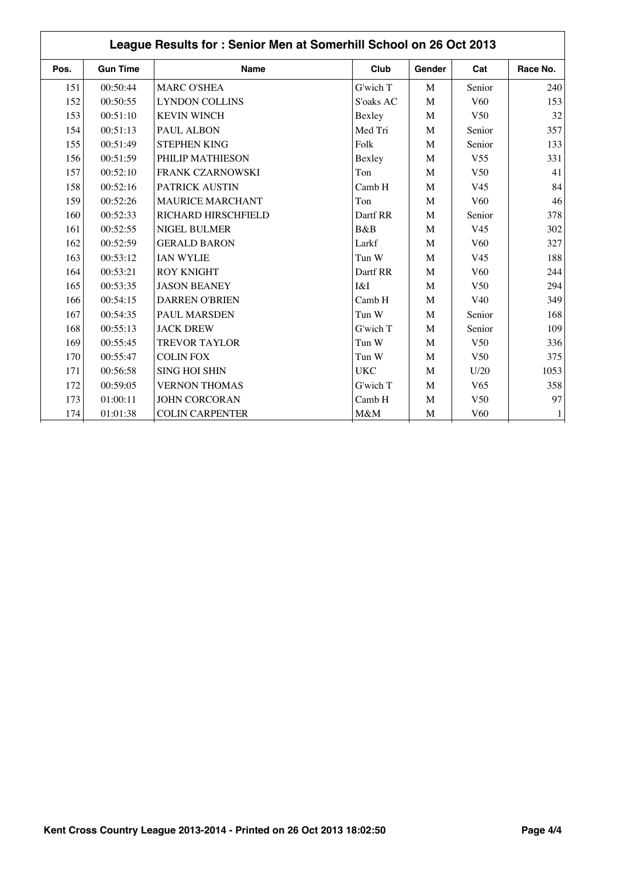## League Results for : Senior Men at Somerhill School on 26 Oct 2013

| Pos. | Gun Time | Name | Club | Gender | Cat | Race No. |
|---|---|---|---|---|---|---|
| 151 | 00:50:44 | MARC O'SHEA | G'wich T | M | Senior | 240 |
| 152 | 00:50:55 | LYNDON COLLINS | S'oaks AC | M | V60 | 153 |
| 153 | 00:51:10 | KEVIN WINCH | Bexley | M | V50 | 32 |
| 154 | 00:51:13 | PAUL ALBON | Med Tri | M | Senior | 357 |
| 155 | 00:51:49 | STEPHEN KING | Folk | M | Senior | 133 |
| 156 | 00:51:59 | PHILIP MATHIESON | Bexley | M | V55 | 331 |
| 157 | 00:52:10 | FRANK CZARNOWSKI | Ton | M | V50 | 41 |
| 158 | 00:52:16 | PATRICK AUSTIN | Camb H | M | V45 | 84 |
| 159 | 00:52:26 | MAURICE MARCHANT | Ton | M | V60 | 46 |
| 160 | 00:52:33 | RICHARD HIRSCHFIELD | Dartf RR | M | Senior | 378 |
| 161 | 00:52:55 | NIGEL BULMER | B&B | M | V45 | 302 |
| 162 | 00:52:59 | GERALD BARON | Larkf | M | V60 | 327 |
| 163 | 00:53:12 | IAN WYLIE | Tun W | M | V45 | 188 |
| 164 | 00:53:21 | ROY KNIGHT | Dartf RR | M | V60 | 244 |
| 165 | 00:53:35 | JASON BEANEY | I&I | M | V50 | 294 |
| 166 | 00:54:15 | DARREN O'BRIEN | Camb H | M | V40 | 349 |
| 167 | 00:54:35 | PAUL MARSDEN | Tun W | M | Senior | 168 |
| 168 | 00:55:13 | JACK DREW | G'wich T | M | Senior | 109 |
| 169 | 00:55:45 | TREVOR TAYLOR | Tun W | M | V50 | 336 |
| 170 | 00:55:47 | COLIN FOX | Tun W | M | V50 | 375 |
| 171 | 00:56:58 | SING HOI SHIN | UKC | M | U/20 | 1053 |
| 172 | 00:59:05 | VERNON THOMAS | G'wich T | M | V65 | 358 |
| 173 | 01:00:11 | JOHN CORCORAN | Camb H | M | V50 | 97 |
| 174 | 01:01:38 | COLIN CARPENTER | M&M | M | V60 | 1 |

Kent Cross Country League 2013-2014 - Printed on 26 Oct 2013 18:02:50